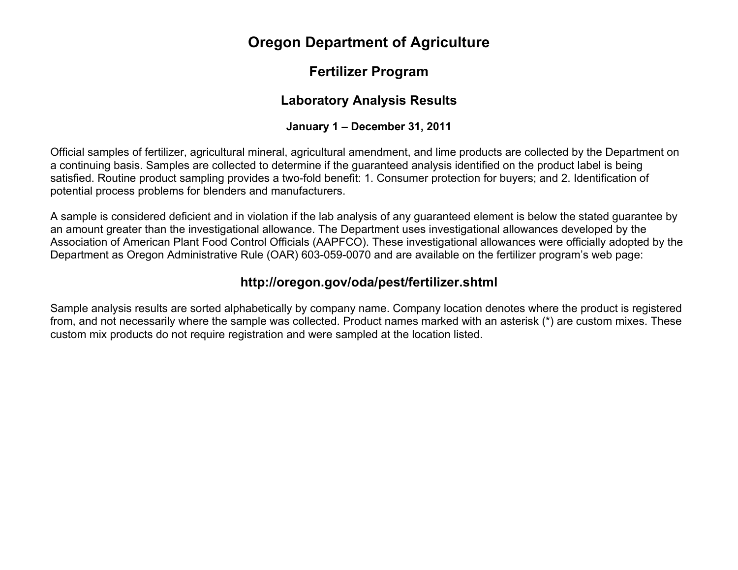# Oregon Department of Agriculture

## Fertilizer Program

### Laboratory Analysis Results

#### January 1 – December 31, 2011

Official samples of fertilizer, agricultural mineral, agricultural amendment, and lime products are collected by the Department on a continuing basis. Samples are collected to determine if the guaranteed analysis identified on the product label is being satisfied. Routine product sampling provides a two-fold benefit: 1. Consumer protection for buyers; and 2. Identification of potential process problems for blenders and manufacturers.

A sample is considered deficient and in violation if the lab analysis of any guaranteed element is below the stated guarantee by an amount greater than the investigational allowance. The Department uses investigational allowances developed by the Association of American Plant Food Control Officials (AAPFCO). These investigational allowances were officially adopted by the Department as Oregon Administrative Rule (OAR) 603-059-0070 and are available on the fertilizer program's web page:

### http://oregon.gov/oda/pest/fertilizer.shtml

Sample analysis results are sorted alphabetically by company name. Company location denotes where the product is registered from, and not necessarily where the sample was collected. Product names marked with an asterisk (*) are custom mixes. These custom mix products do not require registration and were sampled at the location listed.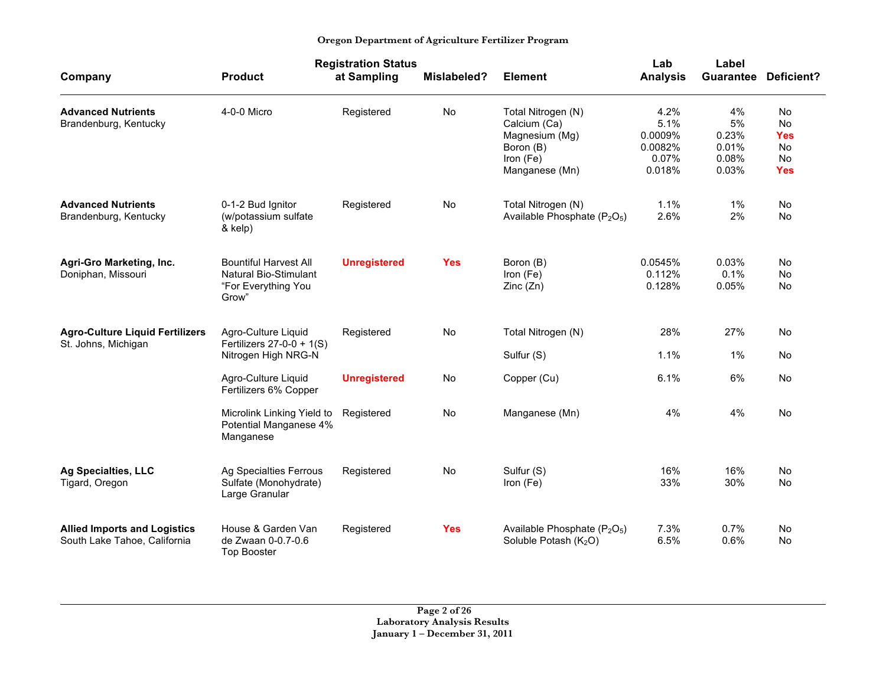Oregon Department of Agriculture Fertilizer Program

| Company | Product | Registration Status at Sampling | Mislabeled? | Element | Lab Analysis | Label Guarantee | Deficient? |
|---|---|---|---|---|---|---|---|
| **Advanced Nutrients** Brandenburg, Kentucky | 4-0-0 Micro | Registered | No | Total Nitrogen (N) | 4.2% | 4% | No |
| | | | | Calcium (Ca) | 5.1% | 5% | No |
| | | | | Magnesium (Mg) | 0.0009% | 0.23% | **Yes** |
| | | | | Boron (B) | 0.0082% | 0.01% | No |
| | | | | Iron (Fe) | 0.07% | 0.08% | No |
| | | | | Manganese (Mn) | 0.018% | 0.03% | **Yes** |
| **Advanced Nutrients** Brandenburg, Kentucky | 0-1-2 Bud Ignitor (w/potassium sulfate & kelp) | Registered | No | Total Nitrogen (N) | 1.1% | 1% | No |
| | | | | Available Phosphate ($P_2O_5$) | 2.6% | 2% | No |
| **Agri-Gro Marketing, Inc.** Doniphan, Missouri | Bountiful Harvest All Natural Bio-Stimulant "For Everything You Grow" | **Unregistered** | **Yes** | Boron (B) | 0.0545% | 0.03% | No |
| | | | | Iron (Fe) | 0.112% | 0.1% | No |
| | | | | Zinc (Zn) | 0.128% | 0.05% | No |
| **Agro-Culture Liquid Fertilizers** St. Johns, Michigan | Agro-Culture Liquid Fertilizers 27-0-0 + 1(S) Nitrogen High NRG-N | Registered | No | Total Nitrogen (N) | 28% | 27% | No |
| | | | | Sulfur (S) | 1.1% | 1% | No |
| | Agro-Culture Liquid Fertilizers 6% Copper | **Unregistered** | No | Copper (Cu) | 6.1% | 6% | No |
| | Microlink Linking Yield to Potential Manganese 4% Manganese | Registered | No | Manganese (Mn) | 4% | 4% | No |
| **Ag Specialties, LLC** Tigard, Oregon | Ag Specialties Ferrous Sulfate (Monohydrate) Large Granular | Registered | No | Sulfur (S) | 16% | 16% | No |
| | | | | Iron (Fe) | 33% | 30% | No |
| **Allied Imports and Logistics** South Lake Tahoe, California | House & Garden Van de Zwaan 0-0.7-0.6 Top Booster | Registered | **Yes** | Available Phosphate ($P_2O_5$) | 7.3% | 0.7% | No |
| | | | | Soluble Potash ($K_2O$) | 6.5% | 0.6% | No |

Laboratory Analysis Results
January 1 – December 31, 2011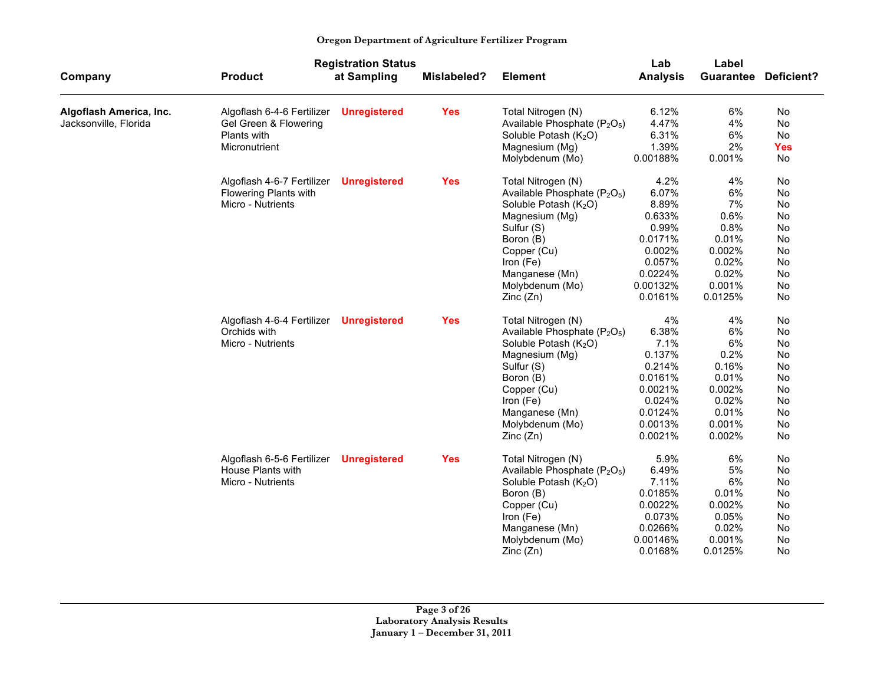Oregon Department of Agriculture Fertilizer Program

| Company | Product | Registration Status at Sampling | Mislabeled? | Element | Lab Analysis | Label Guarantee | Deficient? |
|---|---|---|---|---|---|---|---|
| **Algoflash America, Inc.** Jacksonville, Florida | Algoflash 6-4-6 Fertilizer Gel Green & Flowering Plants with Micronutrient | **Unregistered** | **Yes** | Total Nitrogen (N) | 6.12% | 6% | No |
| | | | | Available Phosphate ($P_2O_5$) | 4.47% | 4% | No |
| | | | | Soluble Potash ($K_2O$) | 6.31% | 6% | No |
| | | | | Magnesium (Mg) | 1.39% | 2% | **Yes** |
| | | | | Molybdenum (Mo) | 0.00188% | 0.001% | No |
| | Algoflash 4-6-7 Fertilizer Flowering Plants with Micro - Nutrients | **Unregistered** | **Yes** | Total Nitrogen (N) | 4.2% | 4% | No |
| | | | | Available Phosphate ($P_2O_5$) | 6.07% | 6% | No |
| | | | | Soluble Potash ($K_2O$) | 8.89% | 7% | No |
| | | | | Magnesium (Mg) | 0.633% | 0.6% | No |
| | | | | Sulfur (S) | 0.99% | 0.8% | No |
| | | | | Boron (B) | 0.0171% | 0.01% | No |
| | | | | Copper (Cu) | 0.002% | 0.002% | No |
| | | | | Iron (Fe) | 0.057% | 0.02% | No |
| | | | | Manganese (Mn) | 0.0224% | 0.02% | No |
| | | | | Molybdenum (Mo) | 0.00132% | 0.001% | No |
| | | | | Zinc (Zn) | 0.0161% | 0.0125% | No |
| | Algoflash 4-6-4 Fertilizer Orchids with Micro - Nutrients | **Unregistered** | **Yes** | Total Nitrogen (N) | 4% | 4% | No |
| | | | | Available Phosphate ($P_2O_5$) | 6.38% | 6% | No |
| | | | | Soluble Potash ($K_2O$) | 7.1% | 6% | No |
| | | | | Magnesium (Mg) | 0.137% | 0.2% | No |
| | | | | Sulfur (S) | 0.214% | 0.16% | No |
| | | | | Boron (B) | 0.0161% | 0.01% | No |
| | | | | Copper (Cu) | 0.0021% | 0.002% | No |
| | | | | Iron (Fe) | 0.024% | 0.02% | No |
| | | | | Manganese (Mn) | 0.0124% | 0.01% | No |
| | | | | Molybdenum (Mo) | 0.0013% | 0.001% | No |
| | | | | Zinc (Zn) | 0.0021% | 0.002% | No |
| | Algoflash 6-5-6 Fertilizer House Plants with Micro - Nutrients | **Unregistered** | **Yes** | Total Nitrogen (N) | 5.9% | 6% | No |
| | | | | Available Phosphate ($P_2O_5$) | 6.49% | 5% | No |
| | | | | Soluble Potash ($K_2O$) | 7.11% | 6% | No |
| | | | | Boron (B) | 0.0185% | 0.01% | No |
| | | | | Copper (Cu) | 0.0022% | 0.002% | No |
| | | | | Iron (Fe) | 0.073% | 0.05% | No |
| | | | | Manganese (Mn) | 0.0266% | 0.02% | No |
| | | | | Molybdenum (Mo) | 0.00146% | 0.001% | No |
| | | | | Zinc (Zn) | 0.0168% | 0.0125% | No |

Laboratory Analysis Results
January 1 – December 31, 2011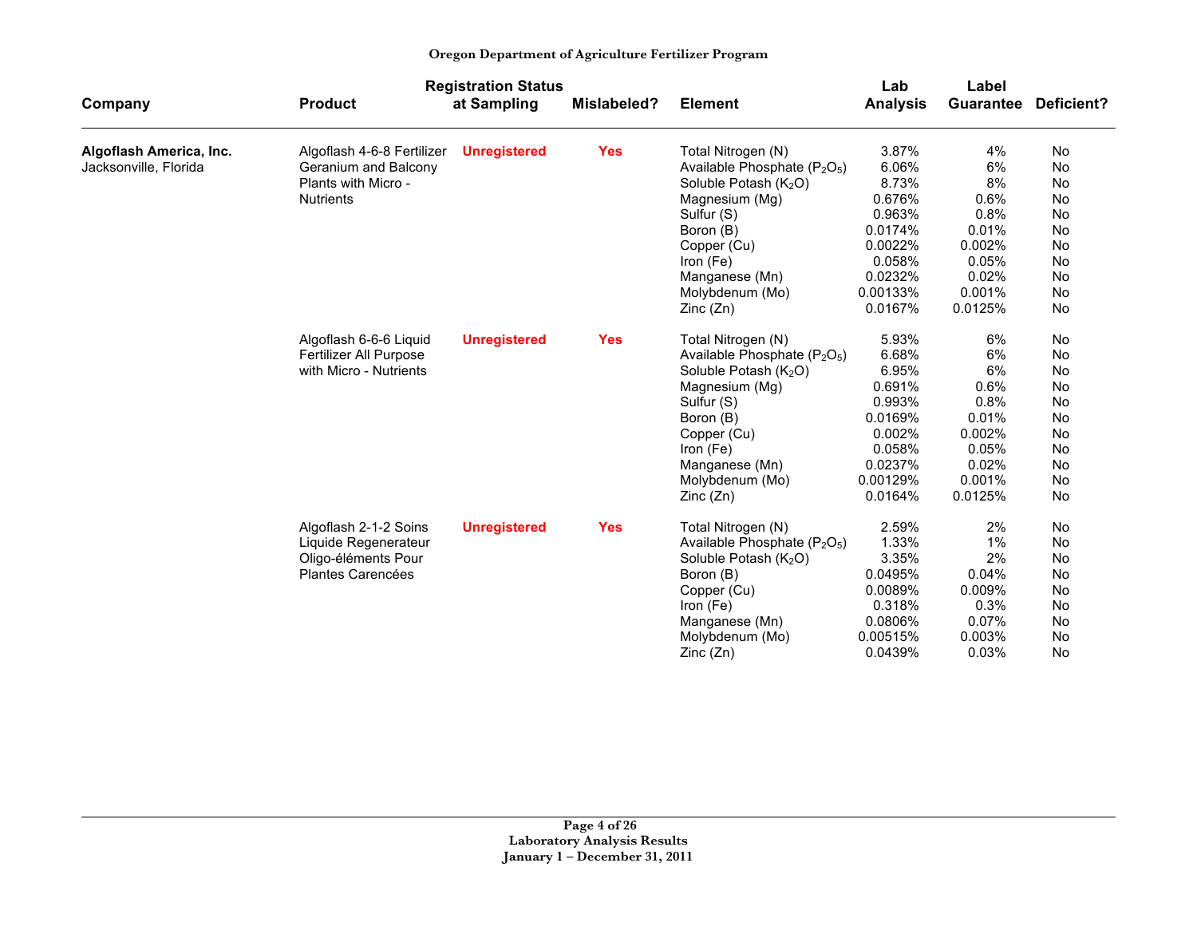Oregon Department of Agriculture Fertilizer Program

| Company | Product | Registration Status at Sampling | Mislabeled? | Element | Lab Analysis | Label Guarantee | Deficient? |
|---|---|---|---|---|---|---|---|
| **Algoflash America, Inc.** Jacksonville, Florida | Algoflash 4-6-8 Fertilizer Geranium and Balcony Plants with Micro - Nutrients | **Unregistered** | **Yes** | Total Nitrogen (N) | 3.87% | 4% | No |
| | | | | Available Phosphate ($P_2O_5$) | 6.06% | 6% | No |
| | | | | Soluble Potash ($K_2O$) | 8.73% | 8% | No |
| | | | | Magnesium (Mg) | 0.676% | 0.6% | No |
| | | | | Sulfur (S) | 0.963% | 0.8% | No |
| | | | | Boron (B) | 0.0174% | 0.01% | No |
| | | | | Copper (Cu) | 0.0022% | 0.002% | No |
| | | | | Iron (Fe) | 0.058% | 0.05% | No |
| | | | | Manganese (Mn) | 0.0232% | 0.02% | No |
| | | | | Molybdenum (Mo) | 0.00133% | 0.001% | No |
| | | | | Zinc (Zn) | 0.0167% | 0.0125% | No |
| | Algoflash 6-6-6 Liquid Fertilizer All Purpose with Micro - Nutrients | **Unregistered** | **Yes** | Total Nitrogen (N) | 5.93% | 6% | No |
| | | | | Available Phosphate ($P_2O_5$) | 6.68% | 6% | No |
| | | | | Soluble Potash ($K_2O$) | 6.95% | 6% | No |
| | | | | Magnesium (Mg) | 0.691% | 0.6% | No |
| | | | | Sulfur (S) | 0.993% | 0.8% | No |
| | | | | Boron (B) | 0.0169% | 0.01% | No |
| | | | | Copper (Cu) | 0.002% | 0.002% | No |
| | | | | Iron (Fe) | 0.058% | 0.05% | No |
| | | | | Manganese (Mn) | 0.0237% | 0.02% | No |
| | | | | Molybdenum (Mo) | 0.00129% | 0.001% | No |
| | | | | Zinc (Zn) | 0.0164% | 0.0125% | No |
| | Algoflash 2-1-2 Soins Liquide Regenerateur Oligo-éléments Pour Plantes Carencées | **Unregistered** | **Yes** | Total Nitrogen (N) | 2.59% | 2% | No |
| | | | | Available Phosphate ($P_2O_5$) | 1.33% | 1% | No |
| | | | | Soluble Potash ($K_2O$) | 3.35% | 2% | No |
| | | | | Boron (B) | 0.0495% | 0.04% | No |
| | | | | Copper (Cu) | 0.0089% | 0.009% | No |
| | | | | Iron (Fe) | 0.318% | 0.3% | No |
| | | | | Manganese (Mn) | 0.0806% | 0.07% | No |
| | | | | Molybdenum (Mo) | 0.00515% | 0.003% | No |
| | | | | Zinc (Zn) | 0.0439% | 0.03% | No |

Laboratory Analysis Results
January 1 – December 31, 2011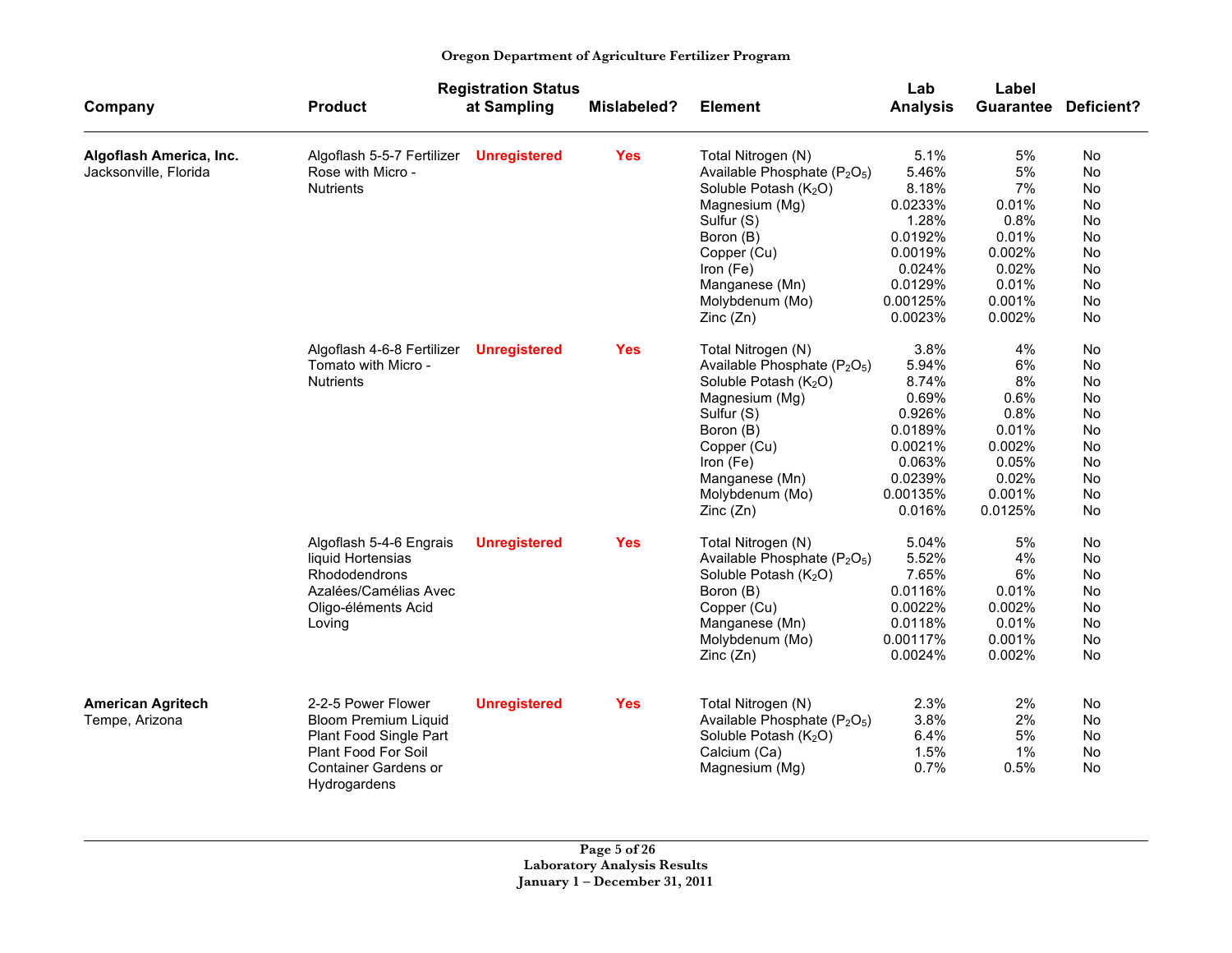| Company | Product | Registration Status at Sampling | Mislabeled? | Element | Lab Analysis | Label Guarantee | Deficient? |
|---|---|---|---|---|---|---|---|
| **Algoflash America, Inc.** Jacksonville, Florida | Algoflash 5-5-7 Fertilizer Rose with Micro - Nutrients | **Unregistered** | **Yes** | Total Nitrogen (N) | 5.1% | 5% | No |
| | | | | Available Phosphate ($P_2O_5$) | 5.46% | 5% | No |
| | | | | Soluble Potash ($K_2O$) | 8.18% | 7% | No |
| | | | | Magnesium (Mg) | 0.0233% | 0.01% | No |
| | | | | Sulfur (S) | 1.28% | 0.8% | No |
| | | | | Boron (B) | 0.0192% | 0.01% | No |
| | | | | Copper (Cu) | 0.0019% | 0.002% | No |
| | | | | Iron (Fe) | 0.024% | 0.02% | No |
| | | | | Manganese (Mn) | 0.0129% | 0.01% | No |
| | | | | Molybdenum (Mo) | 0.00125% | 0.001% | No |
| | | | | Zinc (Zn) | 0.0023% | 0.002% | No |
| | Algoflash 4-6-8 Fertilizer Tomato with Micro - Nutrients | **Unregistered** | **Yes** | Total Nitrogen (N) | 3.8% | 4% | No |
| | | | | Available Phosphate ($P_2O_5$) | 5.94% | 6% | No |
| | | | | Soluble Potash ($K_2O$) | 8.74% | 8% | No |
| | | | | Magnesium (Mg) | 0.69% | 0.6% | No |
| | | | | Sulfur (S) | 0.926% | 0.8% | No |
| | | | | Boron (B) | 0.0189% | 0.01% | No |
| | | | | Copper (Cu) | 0.0021% | 0.002% | No |
| | | | | Iron (Fe) | 0.063% | 0.05% | No |
| | | | | Manganese (Mn) | 0.0239% | 0.02% | No |
| | | | | Molybdenum (Mo) | 0.00135% | 0.001% | No |
| | | | | Zinc (Zn) | 0.016% | 0.0125% | No |
| | Algoflash 5-4-6 Engrais liquid Hortensias Rhododendrons Azalées/Camélias Avec Oligo-éléments Acid Loving | **Unregistered** | **Yes** | Total Nitrogen (N) | 5.04% | 5% | No |
| | | | | Available Phosphate ($P_2O_5$) | 5.52% | 4% | No |
| | | | | Soluble Potash ($K_2O$) | 7.65% | 6% | No |
| | | | | Boron (B) | 0.0116% | 0.01% | No |
| | | | | Copper (Cu) | 0.0022% | 0.002% | No |
| | | | | Manganese (Mn) | 0.0118% | 0.01% | No |
| | | | | Molybdenum (Mo) | 0.00117% | 0.001% | No |
| | | | | Zinc (Zn) | 0.0024% | 0.002% | No |
| **American Agritech** Tempe, Arizona | 2-2-5 Power Flower Bloom Premium Liquid Plant Food Single Part Plant Food For Soil Container Gardens or Hydrogardens | **Unregistered** | **Yes** | Total Nitrogen (N) | 2.3% | 2% | No |
| | | | | Available Phosphate ($P_2O_5$) | 3.8% | 2% | No |
| | | | | Soluble Potash ($K_2O$) | 6.4% | 5% | No |
| | | | | Calcium (Ca) | 1.5% | 1% | No |
| | | | | Magnesium (Mg) | 0.7% | 0.5% | No |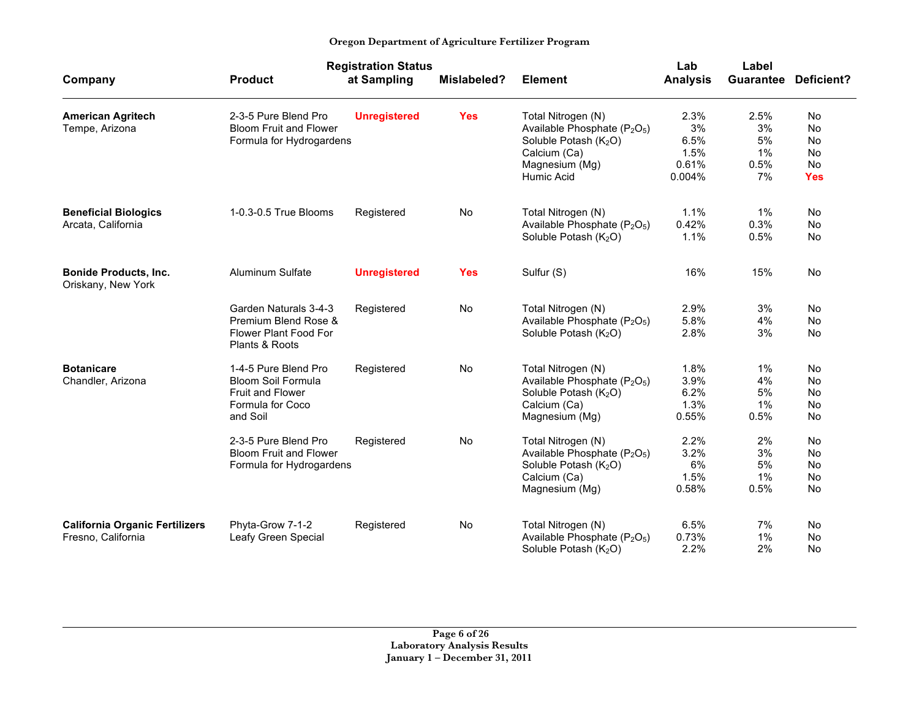Oregon Department of Agriculture Fertilizer Program

| Company | Product | Registration Status at Sampling | Mislabeled? | Element | Lab Analysis | Label Guarantee | Deficient? |
|---|---|---|---|---|---|---|---|
| **American Agritech** Tempe, Arizona | 2-3-5 Pure Blend Pro Bloom Fruit and Flower Formula for Hydrogardens | **Unregistered** | **Yes** | Total Nitrogen (N) | 2.3% | 2.5% | No |
| | | | | Available Phosphate ($P_2O_5$) | 3% | 3% | No |
| | | | | Soluble Potash ($K_2O$) | 6.5% | 5% | No |
| | | | | Calcium (Ca) | 1.5% | 1% | No |
| | | | | Magnesium (Mg) | 0.61% | 0.5% | No |
| | | | | Humic Acid | 0.004% | 7% | **Yes** |
| **Beneficial Biologics** Arcata, California | 1-0.3-0.5 True Blooms | Registered | No | Total Nitrogen (N) | 1.1% | 1% | No |
| | | | | Available Phosphate ($P_2O_5$) | 0.42% | 0.3% | No |
| | | | | Soluble Potash ($K_2O$) | 1.1% | 0.5% | No |
| **Bonide Products, Inc.** Oriskany, New York | Aluminum Sulfate | **Unregistered** | **Yes** | Sulfur (S) | 16% | 15% | No |
| | Garden Naturals 3-4-3 Premium Blend Rose & Flower Plant Food For Plants & Roots | Registered | No | Total Nitrogen (N) | 2.9% | 3% | No |
| | | | | Available Phosphate ($P_2O_5$) | 5.8% | 4% | No |
| | | | | Soluble Potash ($K_2O$) | 2.8% | 3% | No |
| **Botanicare** Chandler, Arizona | 1-4-5 Pure Blend Pro Bloom Soil Formula Fruit and Flower Formula for Coco and Soil | Registered | No | Total Nitrogen (N) | 1.8% | 1% | No |
| | | | | Available Phosphate ($P_2O_5$) | 3.9% | 4% | No |
| | | | | Soluble Potash ($K_2O$) | 6.2% | 5% | No |
| | | | | Calcium (Ca) | 1.3% | 1% | No |
| | | | | Magnesium (Mg) | 0.55% | 0.5% | No |
| | 2-3-5 Pure Blend Pro Bloom Fruit and Flower Formula for Hydrogardens | Registered | No | Total Nitrogen (N) | 2.2% | 2% | No |
| | | | | Available Phosphate ($P_2O_5$) | 3.2% | 3% | No |
| | | | | Soluble Potash ($K_2O$) | 6% | 5% | No |
| | | | | Calcium (Ca) | 1.5% | 1% | No |
| | | | | Magnesium (Mg) | 0.58% | 0.5% | No |
| **California Organic Fertilizers** Fresno, California | Phyta-Grow 7-1-2 Leafy Green Special | Registered | No | Total Nitrogen (N) | 6.5% | 7% | No |
| | | | | Available Phosphate ($P_2O_5$) | 0.73% | 1% | No |
| | | | | Soluble Potash ($K_2O$) | 2.2% | 2% | No |

Laboratory Analysis Results
January 1 – December 31, 2011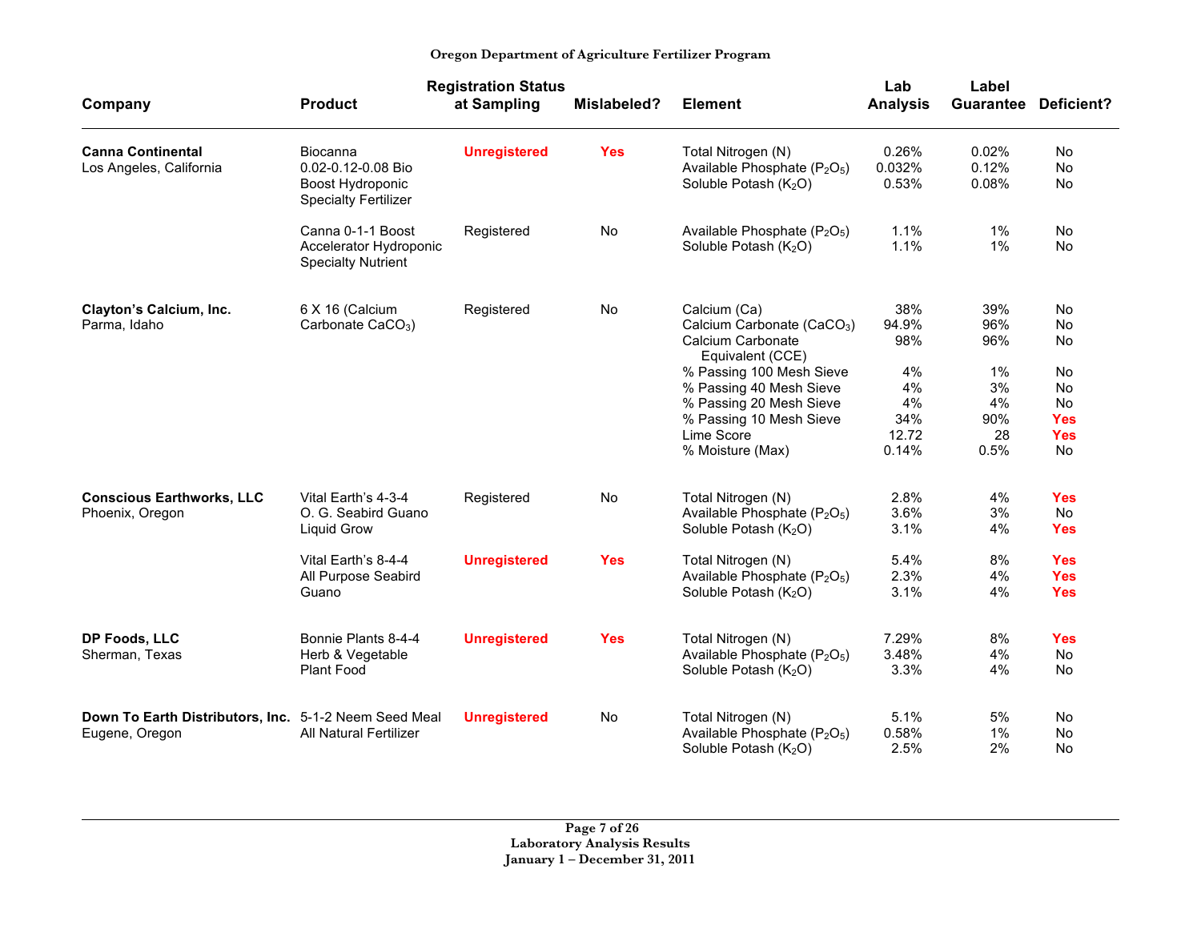**Oregon Department of Agriculture Fertilizer Program**

| Company | Product | Registration Status at Sampling | Mislabeled? | Element | Lab Analysis | Label Guarantee | Deficient? |
|---|---|---|---|---|---|---|---|
| **Canna Continental** Los Angeles, California | Biocanna 0.02-0.12-0.08 Bio Boost Hydroponic Specialty Fertilizer | **Unregistered** | **Yes** | Total Nitrogen (N) | 0.26% | 0.02% | No |
| | | | | Available Phosphate ($P_2O_5$) | 0.032% | 0.12% | No |
| | | | | Soluble Potash ($K_2O$) | 0.53% | 0.08% | No |
| | Canna 0-1-1 Boost Accelerator Hydroponic Specialty Nutrient | Registered | No | Available Phosphate ($P_2O_5$) | 1.1% | 1% | No |
| | | | | Soluble Potash ($K_2O$) | 1.1% | 1% | No |
| **Clayton's Calcium, Inc.** Parma, Idaho | 6 X 16 (Calcium Carbonate $CaCO_3$) | Registered | No | Calcium (Ca) | 38% | 39% | No |
| | | | | Calcium Carbonate ($CaCO_3$) | 94.9% | 96% | No |
| | | | | Calcium Carbonate Equivalent (CCE) | 98% | 96% | No |
| | | | | % Passing 100 Mesh Sieve | 4% | 1% | No |
| | | | | % Passing 40 Mesh Sieve | 4% | 3% | No |
| | | | | % Passing 20 Mesh Sieve | 4% | 4% | No |
| | | | | % Passing 10 Mesh Sieve | 34% | 90% | **Yes** |
| | | | | Lime Score | 12.72 | 28 | **Yes** |
| | | | | % Moisture (Max) | 0.14% | 0.5% | No |
| **Conscious Earthworks, LLC** Phoenix, Oregon | Vital Earth's 4-3-4 O. G. Seabird Guano Liquid Grow | Registered | No | Total Nitrogen (N) | 2.8% | 4% | **Yes** |
| | | | | Available Phosphate ($P_2O_5$) | 3.6% | 3% | No |
| | | | | Soluble Potash ($K_2O$) | 3.1% | 4% | **Yes** |
| | Vital Earth's 8-4-4 All Purpose Seabird Guano | **Unregistered** | **Yes** | Total Nitrogen (N) | 5.4% | 8% | **Yes** |
| | | | | Available Phosphate ($P_2O_5$) | 2.3% | 4% | **Yes** |
| | | | | Soluble Potash ($K_2O$) | 3.1% | 4% | **Yes** |
| **DP Foods, LLC** Sherman, Texas | Bonnie Plants 8-4-4 Herb & Vegetable Plant Food | **Unregistered** | **Yes** | Total Nitrogen (N) | 7.29% | 8% | **Yes** |
| | | | | Available Phosphate ($P_2O_5$) | 3.48% | 4% | No |
| | | | | Soluble Potash ($K_2O$) | 3.3% | 4% | No |
| **Down To Earth Distributors, Inc.** Eugene, Oregon | 5-1-2 Neem Seed Meal All Natural Fertilizer | **Unregistered** | No | Total Nitrogen (N) | 5.1% | 5% | No |
| | | | | Available Phosphate ($P_2O_5$) | 0.58% | 1% | No |
| | | | | Soluble Potash ($K_2O$) | 2.5% | 2% | No |

**Laboratory Analysis Results**
**January 1 – December 31, 2011**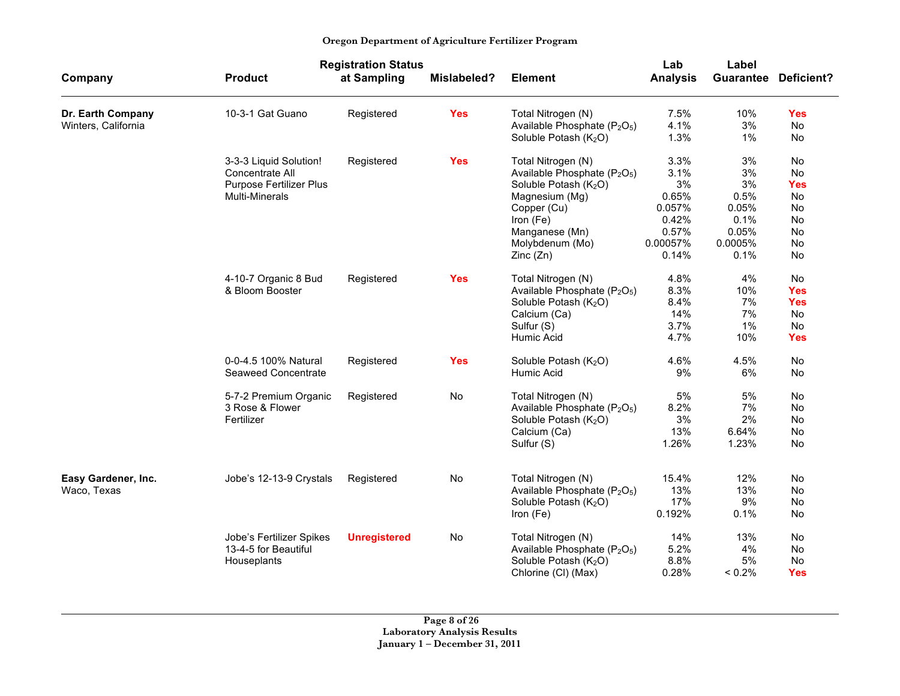| Company | Product | Registration Status at Sampling | Mislabeled? | Element | Lab Analysis | Label Guarantee | Deficient? |
|---|---|---|---|---|---|---|---|
| **Dr. Earth Company** Winters, California | 10-3-1 Gat Guano | Registered | **Yes** | Total Nitrogen (N) | 7.5% | 10% | **Yes** |
| | | | | Available Phosphate ($P_2O_5$) | 4.1% | 3% | No |
| | | | | Soluble Potash ($K_2O$) | 1.3% | 1% | No |
| | 3-3-3 Liquid Solution! Concentrate All Purpose Fertilizer Plus Multi-Minerals | Registered | **Yes** | Total Nitrogen (N) | 3.3% | 3% | No |
| | | | | Available Phosphate ($P_2O_5$) | 3.1% | 3% | No |
| | | | | Soluble Potash ($K_2O$) | 3% | 3% | **Yes** |
| | | | | Magnesium (Mg) | 0.65% | 0.5% | No |
| | | | | Copper (Cu) | 0.057% | 0.05% | No |
| | | | | Iron (Fe) | 0.42% | 0.1% | No |
| | | | | Manganese (Mn) | 0.57% | 0.05% | No |
| | | | | Molybdenum (Mo) | 0.00057% | 0.0005% | No |
| | | | | Zinc (Zn) | 0.14% | 0.1% | No |
| | 4-10-7 Organic 8 Bud & Bloom Booster | Registered | **Yes** | Total Nitrogen (N) | 4.8% | 4% | No |
| | | | | Available Phosphate ($P_2O_5$) | 8.3% | 10% | **Yes** |
| | | | | Soluble Potash ($K_2O$) | 8.4% | 7% | **Yes** |
| | | | | Calcium (Ca) | 14% | 7% | No |
| | | | | Sulfur (S) | 3.7% | 1% | No |
| | | | | Humic Acid | 4.7% | 10% | **Yes** |
| | 0-0-4.5 100% Natural Seaweed Concentrate | Registered | **Yes** | Soluble Potash ($K_2O$) | 4.6% | 4.5% | No |
| | | | | Humic Acid | 9% | 6% | No |
| | 5-7-2 Premium Organic 3 Rose & Flower Fertilizer | Registered | No | Total Nitrogen (N) | 5% | 5% | No |
| | | | | Available Phosphate ($P_2O_5$) | 8.2% | 7% | No |
| | | | | Soluble Potash ($K_2O$) | 3% | 2% | No |
| | | | | Calcium (Ca) | 13% | 6.64% | No |
| | | | | Sulfur (S) | 1.26% | 1.23% | No |
| **Easy Gardener, Inc.** Waco, Texas | Jobe's 12-13-9 Crystals | Registered | No | Total Nitrogen (N) | 15.4% | 12% | No |
| | | | | Available Phosphate ($P_2O_5$) | 13% | 13% | No |
| | | | | Soluble Potash ($K_2O$) | 17% | 9% | No |
| | | | | Iron (Fe) | 0.192% | 0.1% | No |
| | Jobe's Fertilizer Spikes 13-4-5 for Beautiful Houseplants | **Unregistered** | No | Total Nitrogen (N) | 14% | 13% | No |
| | | | | Available Phosphate ($P_2O_5$) | 5.2% | 4% | No |
| | | | | Soluble Potash ($K_2O$) | 8.8% | 5% | No |
| | | | | Chlorine (Cl) (Max) | 0.28% | < 0.2% | **Yes** |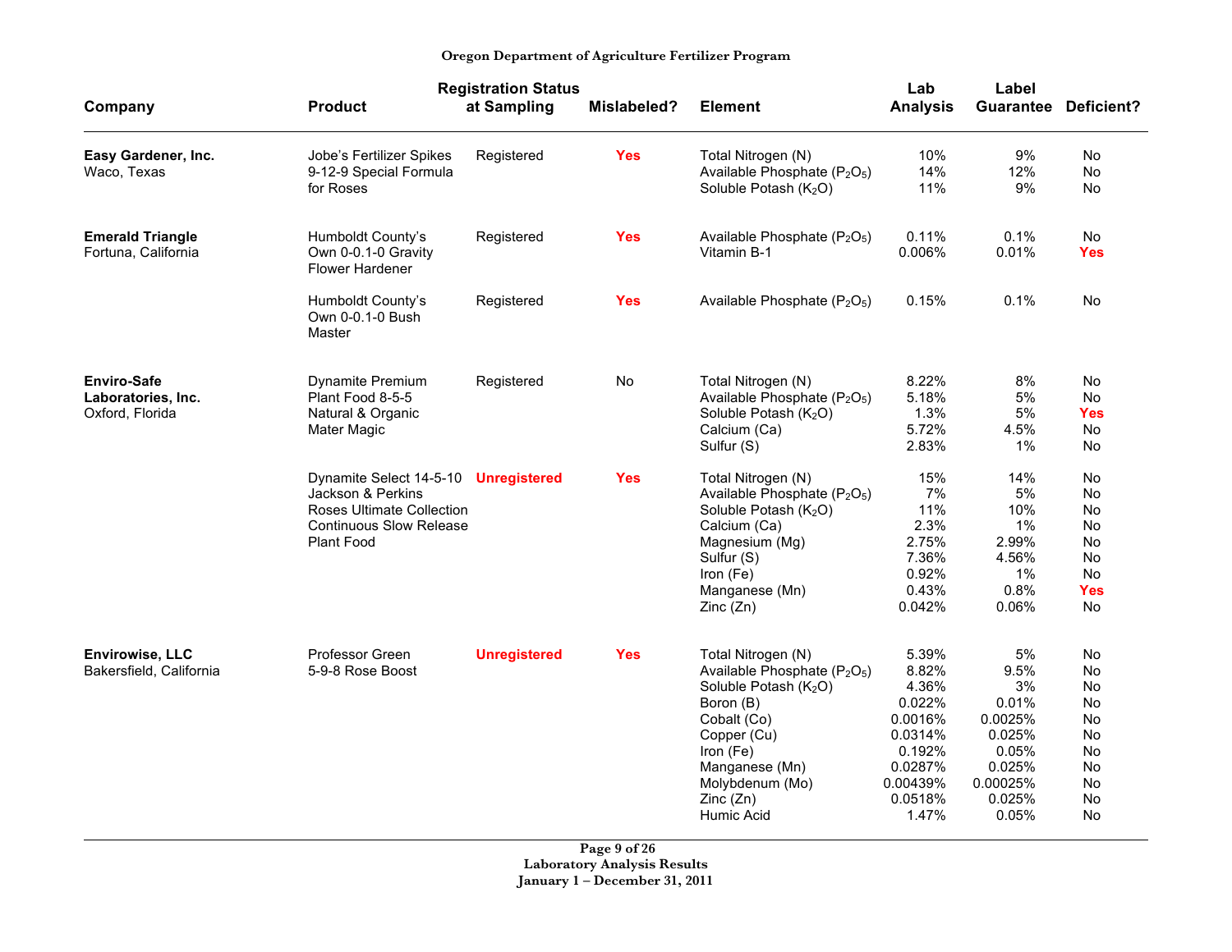**Oregon Department of Agriculture Fertilizer Program**

| Company | Product | Registration Status at Sampling | Mislabeled? | Element | Lab Analysis | Label Guarantee | Deficient? |
|---|---|---|---|---|---|---|---|
| **Easy Gardener, Inc.** Waco, Texas | Jobe's Fertilizer Spikes 9-12-9 Special Formula for Roses | Registered | **Yes** | Total Nitrogen (N) | 10% | 9% | No |
| | | | | Available Phosphate ($P_2O_5$) | 14% | 12% | No |
| | | | | Soluble Potash ($K_2O$) | 11% | 9% | No |
| **Emerald Triangle** Fortuna, California | Humboldt County's Own 0-0.1-0 Gravity Flower Hardener | Registered | **Yes** | Available Phosphate ($P_2O_5$) | 0.11% | 0.1% | No |
| | | | | Vitamin B-1 | 0.006% | 0.01% | **Yes** |
| | Humboldt County's Own 0-0.1-0 Bush Master | Registered | **Yes** | Available Phosphate ($P_2O_5$) | 0.15% | 0.1% | No |
| **Enviro-Safe Laboratories, Inc.** Oxford, Florida | Dynamite Premium Plant Food 8-5-5 Natural & Organic Mater Magic | Registered | No | Total Nitrogen (N) | 8.22% | 8% | No |
| | | | | Available Phosphate ($P_2O_5$) | 5.18% | 5% | No |
| | | | | Soluble Potash ($K_2O$) | 1.3% | 5% | **Yes** |
| | | | | Calcium (Ca) | 5.72% | 4.5% | No |
| | | | | Sulfur (S) | 2.83% | 1% | No |
| | Dynamite Select 14-5-10 Jackson & Perkins Roses Ultimate Collection Continuous Slow Release Plant Food | **Unregistered** | **Yes** | Total Nitrogen (N) | 15% | 14% | No |
| | | | | Available Phosphate ($P_2O_5$) | 7% | 5% | No |
| | | | | Soluble Potash ($K_2O$) | 11% | 10% | No |
| | | | | Calcium (Ca) | 2.3% | 1% | No |
| | | | | Magnesium (Mg) | 2.75% | 2.99% | No |
| | | | | Sulfur (S) | 7.36% | 4.56% | No |
| | | | | Iron (Fe) | 0.92% | 1% | No |
| | | | | Manganese (Mn) | 0.43% | 0.8% | **Yes** |
| | | | | Zinc (Zn) | 0.042% | 0.06% | No |
| **Envirowise, LLC** Bakersfield, California | Professor Green 5-9-8 Rose Boost | **Unregistered** | **Yes** | Total Nitrogen (N) | 5.39% | 5% | No |
| | | | | Available Phosphate ($P_2O_5$) | 8.82% | 9.5% | No |
| | | | | Soluble Potash ($K_2O$) | 4.36% | 3% | No |
| | | | | Boron (B) | 0.022% | 0.01% | No |
| | | | | Cobalt (Co) | 0.0016% | 0.0025% | No |
| | | | | Copper (Cu) | 0.0314% | 0.025% | No |
| | | | | Iron (Fe) | 0.192% | 0.05% | No |
| | | | | Manganese (Mn) | 0.0287% | 0.025% | No |
| | | | | Molybdenum (Mo) | 0.00439% | 0.00025% | No |
| | | | | Zinc (Zn) | 0.0518% | 0.025% | No |
| | | | | Humic Acid | 1.47% | 0.05% | No |

**Laboratory Analysis Results**
**January 1 – December 31, 2011**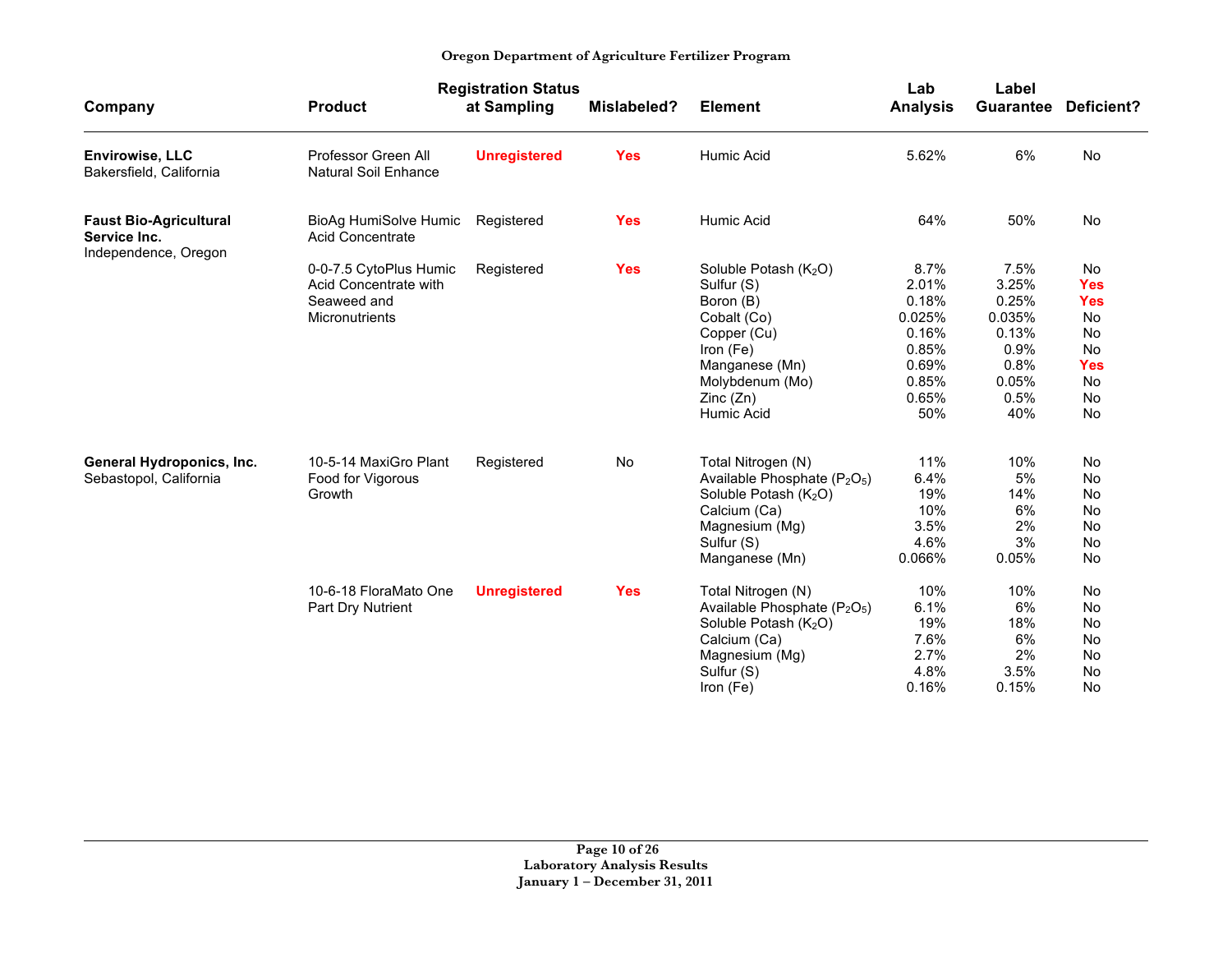**Oregon Department of Agriculture Fertilizer Program**

| Company | Product | Registration Status at Sampling | Mislabeled? | Element | Lab Analysis | Label Guarantee | Deficient? |
|---|---|---|---|---|---|---|---|
| **Envirowise, LLC** Bakersfield, California | Professor Green All Natural Soil Enhance | **Unregistered** | **Yes** | Humic Acid | 5.62% | 6% | No |
| **Faust Bio-Agricultural Service Inc.** Independence, Oregon | BioAg HumiSolve Humic Acid Concentrate | Registered | **Yes** | Humic Acid | 64% | 50% | No |
| | 0-0-7.5 CytoPlus Humic Acid Concentrate with Seaweed and Micronutrients | Registered | **Yes** | Soluble Potash ($K_2O$) | 8.7% | 7.5% | No |
| | | | | Sulfur (S) | 2.01% | 3.25% | **Yes** |
| | | | | Boron (B) | 0.18% | 0.25% | **Yes** |
| | | | | Cobalt (Co) | 0.025% | 0.035% | No |
| | | | | Copper (Cu) | 0.16% | 0.13% | No |
| | | | | Iron (Fe) | 0.85% | 0.9% | No |
| | | | | Manganese (Mn) | 0.69% | 0.8% | **Yes** |
| | | | | Molybdenum (Mo) | 0.85% | 0.05% | No |
| | | | | Zinc (Zn) | 0.65% | 0.5% | No |
| | | | | Humic Acid | 50% | 40% | No |
| **General Hydroponics, Inc.** Sebastopol, California | 10-5-14 MaxiGro Plant Food for Vigorous Growth | Registered | No | Total Nitrogen (N) | 11% | 10% | No |
| | | | | Available Phosphate ($P_2O_5$) | 6.4% | 5% | No |
| | | | | Soluble Potash ($K_2O$) | 19% | 14% | No |
| | | | | Calcium (Ca) | 10% | 6% | No |
| | | | | Magnesium (Mg) | 3.5% | 2% | No |
| | | | | Sulfur (S) | 4.6% | 3% | No |
| | | | | Manganese (Mn) | 0.066% | 0.05% | No |
| | 10-6-18 FloraMato One Part Dry Nutrient | **Unregistered** | **Yes** | Total Nitrogen (N) | 10% | 10% | No |
| | | | | Available Phosphate ($P_2O_5$) | 6.1% | 6% | No |
| | | | | Soluble Potash ($K_2O$) | 19% | 18% | No |
| | | | | Calcium (Ca) | 7.6% | 6% | No |
| | | | | Magnesium (Mg) | 2.7% | 2% | No |
| | | | | Sulfur (S) | 4.8% | 3.5% | No |
| | | | | Iron (Fe) | 0.16% | 0.15% | No |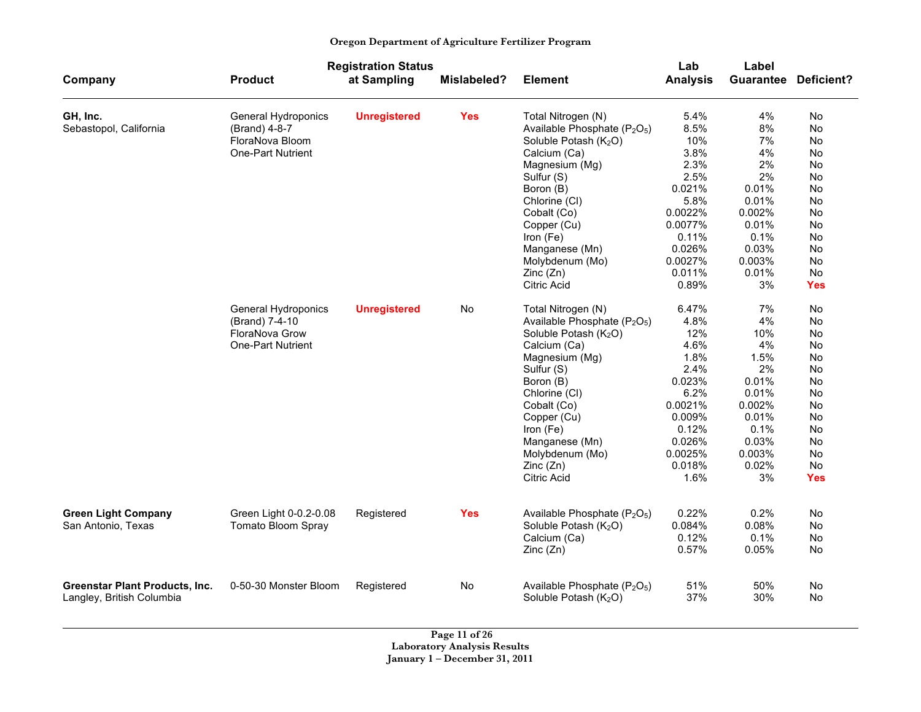**Oregon Department of Agriculture Fertilizer Program**

| Company | Product | Registration Status at Sampling | Mislabeled? | Element | Lab Analysis | Label Guarantee | Deficient? |
|---|---|---|---|---|---|---|---|
| **GH, Inc.** Sebastopol, California | General Hydroponics (Brand) 4-8-7 FloraNova Bloom One-Part Nutrient | **Unregistered** | **Yes** | Total Nitrogen (N) | 5.4% | 4% | No |
| | | | | Available Phosphate ($P_2O_5$) | 8.5% | 8% | No |
| | | | | Soluble Potash ($K_2O$) | 10% | 7% | No |
| | | | | Calcium (Ca) | 3.8% | 4% | No |
| | | | | Magnesium (Mg) | 2.3% | 2% | No |
| | | | | Sulfur (S) | 2.5% | 2% | No |
| | | | | Boron (B) | 0.021% | 0.01% | No |
| | | | | Chlorine (Cl) | 5.8% | 0.01% | No |
| | | | | Cobalt (Co) | 0.0022% | 0.002% | No |
| | | | | Copper (Cu) | 0.0077% | 0.01% | No |
| | | | | Iron (Fe) | 0.11% | 0.1% | No |
| | | | | Manganese (Mn) | 0.026% | 0.03% | No |
| | | | | Molybdenum (Mo) | 0.0027% | 0.003% | No |
| | | | | Zinc (Zn) | 0.011% | 0.01% | No |
| | | | | Citric Acid | 0.89% | 3% | **Yes** |
| | General Hydroponics (Brand) 7-4-10 FloraNova Grow One-Part Nutrient | **Unregistered** | No | Total Nitrogen (N) | 6.47% | 7% | No |
| | | | | Available Phosphate ($P_2O_5$) | 4.8% | 4% | No |
| | | | | Soluble Potash ($K_2O$) | 12% | 10% | No |
| | | | | Calcium (Ca) | 4.6% | 4% | No |
| | | | | Magnesium (Mg) | 1.8% | 1.5% | No |
| | | | | Sulfur (S) | 2.4% | 2% | No |
| | | | | Boron (B) | 0.023% | 0.01% | No |
| | | | | Chlorine (Cl) | 6.2% | 0.01% | No |
| | | | | Cobalt (Co) | 0.0021% | 0.002% | No |
| | | | | Copper (Cu) | 0.009% | 0.01% | No |
| | | | | Iron (Fe) | 0.12% | 0.1% | No |
| | | | | Manganese (Mn) | 0.026% | 0.03% | No |
| | | | | Molybdenum (Mo) | 0.0025% | 0.003% | No |
| | | | | Zinc (Zn) | 0.018% | 0.02% | No |
| | | | | Citric Acid | 1.6% | 3% | **Yes** |
| **Green Light Company** San Antonio, Texas | Green Light 0-0.2-0.08 Tomato Bloom Spray | Registered | **Yes** | Available Phosphate ($P_2O_5$) | 0.22% | 0.2% | No |
| | | | | Soluble Potash ($K_2O$) | 0.084% | 0.08% | No |
| | | | | Calcium (Ca) | 0.12% | 0.1% | No |
| | | | | Zinc (Zn) | 0.57% | 0.05% | No |
| **Greenstar Plant Products, Inc.** Langley, British Columbia | 0-50-30 Monster Bloom | Registered | No | Available Phosphate ($P_2O_5$) | 51% | 50% | No |
| | | | | Soluble Potash ($K_2O$) | 37% | 30% | No |

Laboratory Analysis Results
January 1 – December 31, 2011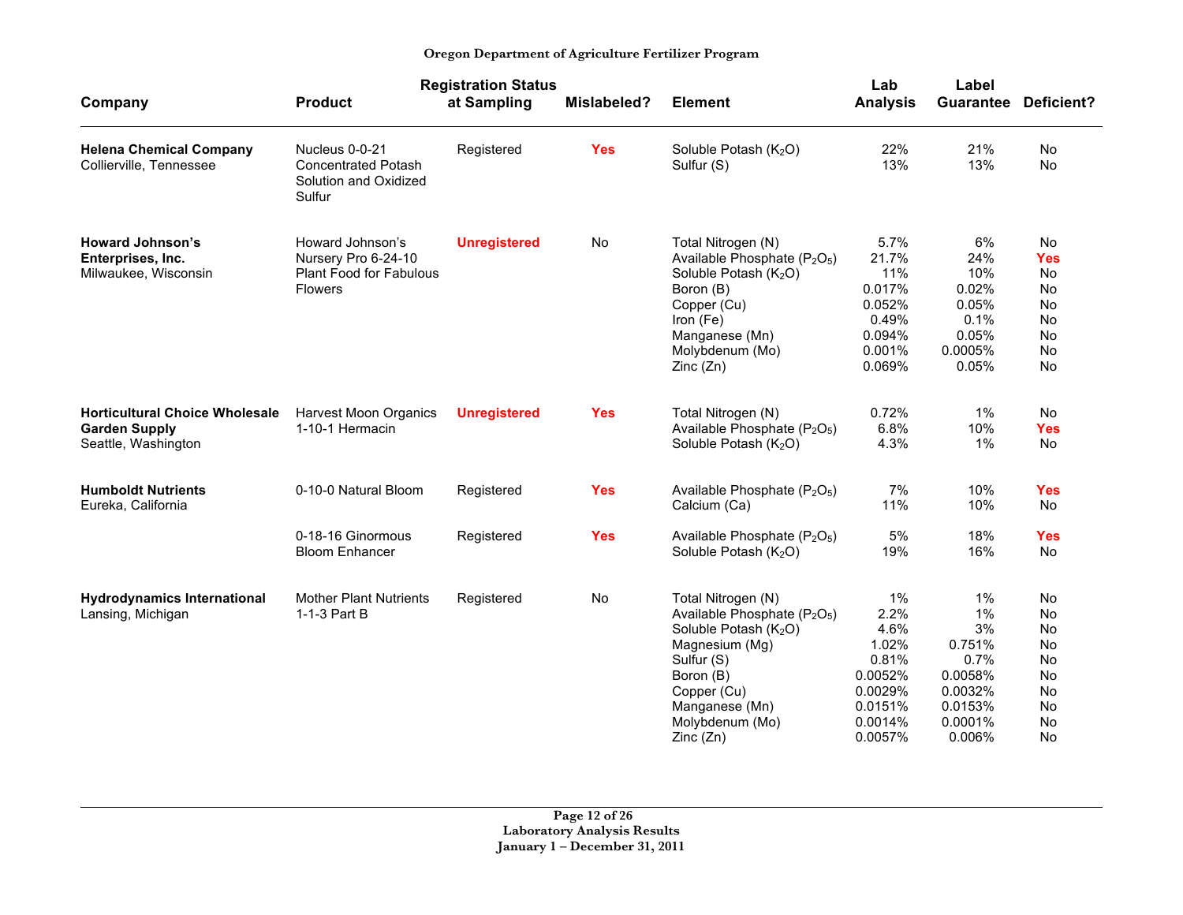**Oregon Department of Agriculture Fertilizer Program**

| Company | Product | Registration Status at Sampling | Mislabeled? | Element | Lab Analysis | Label Guarantee | Deficient? |
|---|---|---|---|---|---|---|---|
| **Helena Chemical Company** Collierville, Tennessee | Nucleus 0-0-21 Concentrated Potash Solution and Oxidized Sulfur | Registered | **Yes** | Soluble Potash ($K_2O$) | 22% | 21% | No |
| | | | | Sulfur (S) | 13% | 13% | No |
| **Howard Johnson's Enterprises, Inc.** Milwaukee, Wisconsin | Howard Johnson's Nursery Pro 6-24-10 Plant Food for Fabulous Flowers | **Unregistered** | No | Total Nitrogen (N) | 5.7% | 6% | No |
| | | | | Available Phosphate ($P_2O_5$) | 21.7% | 24% | **Yes** |
| | | | | Soluble Potash ($K_2O$) | 11% | 10% | No |
| | | | | Boron (B) | 0.017% | 0.02% | No |
| | | | | Copper (Cu) | 0.052% | 0.05% | No |
| | | | | Iron (Fe) | 0.49% | 0.1% | No |
| | | | | Manganese (Mn) | 0.094% | 0.05% | No |
| | | | | Molybdenum (Mo) | 0.001% | 0.0005% | No |
| | | | | Zinc (Zn) | 0.069% | 0.05% | No |
| **Horticultural Choice Wholesale Garden Supply** Seattle, Washington | Harvest Moon Organics 1-10-1 Hermacin | **Unregistered** | **Yes** | Total Nitrogen (N) | 0.72% | 1% | No |
| | | | | Available Phosphate ($P_2O_5$) | 6.8% | 10% | **Yes** |
| | | | | Soluble Potash ($K_2O$) | 4.3% | 1% | No |
| **Humboldt Nutrients** Eureka, California | 0-10-0 Natural Bloom | Registered | **Yes** | Available Phosphate ($P_2O_5$) | 7% | 10% | **Yes** |
| | | | | Calcium (Ca) | 11% | 10% | No |
| | 0-18-16 Ginormous Bloom Enhancer | Registered | **Yes** | Available Phosphate ($P_2O_5$) | 5% | 18% | **Yes** |
| | | | | Soluble Potash ($K_2O$) | 19% | 16% | No |
| **Hydrodynamics International** Lansing, Michigan | Mother Plant Nutrients 1-1-3 Part B | Registered | No | Total Nitrogen (N) | 1% | 1% | No |
| | | | | Available Phosphate ($P_2O_5$) | 2.2% | 1% | No |
| | | | | Soluble Potash ($K_2O$) | 4.6% | 3% | No |
| | | | | Magnesium (Mg) | 1.02% | 0.751% | No |
| | | | | Sulfur (S) | 0.81% | 0.7% | No |
| | | | | Boron (B) | 0.0052% | 0.0058% | No |
| | | | | Copper (Cu) | 0.0029% | 0.0032% | No |
| | | | | Manganese (Mn) | 0.0151% | 0.0153% | No |
| | | | | Molybdenum (Mo) | 0.0014% | 0.0001% | No |
| | | | | Zinc (Zn) | 0.0057% | 0.006% | No |

**Laboratory Analysis Results**
**January 1 – December 31, 2011**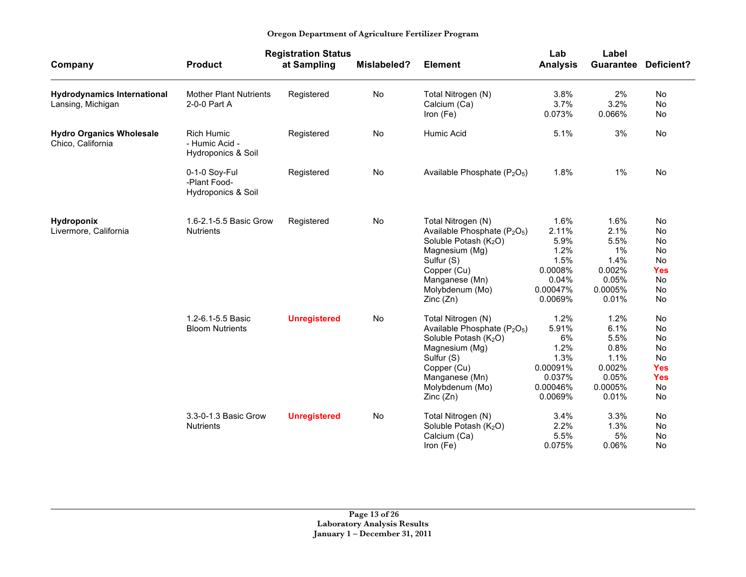**Oregon Department of Agriculture Fertilizer Program**

| Company | Product | Registration Status at Sampling | Mislabeled? | Element | Lab Analysis | Label Guarantee | Deficient? |
|---|---|---|---|---|---|---|---|
| **Hydrodynamics International** Lansing, Michigan | Mother Plant Nutrients 2-0-0 Part A | Registered | No | Total Nitrogen (N) | 3.8% | 2% | No |
| | | | | Calcium (Ca) | 3.7% | 3.2% | No |
| | | | | Iron (Fe) | 0.073% | 0.066% | No |
| **Hydro Organics Wholesale** Chico, California | Rich Humic - Humic Acid - Hydroponics & Soil | Registered | No | Humic Acid | 5.1% | 3% | No |
| | 0-1-0 Soy-Ful -Plant Food- Hydroponics & Soil | Registered | No | Available Phosphate ($P_2O_5$) | 1.8% | 1% | No |
| **Hydroponix** Livermore, California | 1.6-2.1-5.5 Basic Grow Nutrients | Registered | No | Total Nitrogen (N) | 1.6% | 1.6% | No |
| | | | | Available Phosphate ($P_2O_5$) | 2.11% | 2.1% | No |
| | | | | Soluble Potash ($K_2O$) | 5.9% | 5.5% | No |
| | | | | Magnesium (Mg) | 1.2% | 1% | No |
| | | | | Sulfur (S) | 1.5% | 1.4% | No |
| | | | | Copper (Cu) | 0.0008% | 0.002% | **Yes** |
| | | | | Manganese (Mn) | 0.04% | 0.05% | No |
| | | | | Molybdenum (Mo) | 0.00047% | 0.0005% | No |
| | | | | Zinc (Zn) | 0.0069% | 0.01% | No |
| | 1.2-6.1-5.5 Basic Bloom Nutrients | **Unregistered** | No | Total Nitrogen (N) | 1.2% | 1.2% | No |
| | | | | Available Phosphate ($P_2O_5$) | 5.91% | 6.1% | No |
| | | | | Soluble Potash ($K_2O$) | 6% | 5.5% | No |
| | | | | Magnesium (Mg) | 1.2% | 0.8% | No |
| | | | | Sulfur (S) | 1.3% | 1.1% | No |
| | | | | Copper (Cu) | 0.00091% | 0.002% | **Yes** |
| | | | | Manganese (Mn) | 0.037% | 0.05% | **Yes** |
| | | | | Molybdenum (Mo) | 0.00046% | 0.0005% | No |
| | | | | Zinc (Zn) | 0.0069% | 0.01% | No |
| | 3.3-0-1.3 Basic Grow Nutrients | **Unregistered** | No | Total Nitrogen (N) | 3.4% | 3.3% | No |
| | | | | Soluble Potash ($K_2O$) | 2.2% | 1.3% | No |
| | | | | Calcium (Ca) | 5.5% | 5% | No |
| | | | | Iron (Fe) | 0.075% | 0.06% | No |

**Laboratory Analysis Results**
**January 1 – December 31, 2011**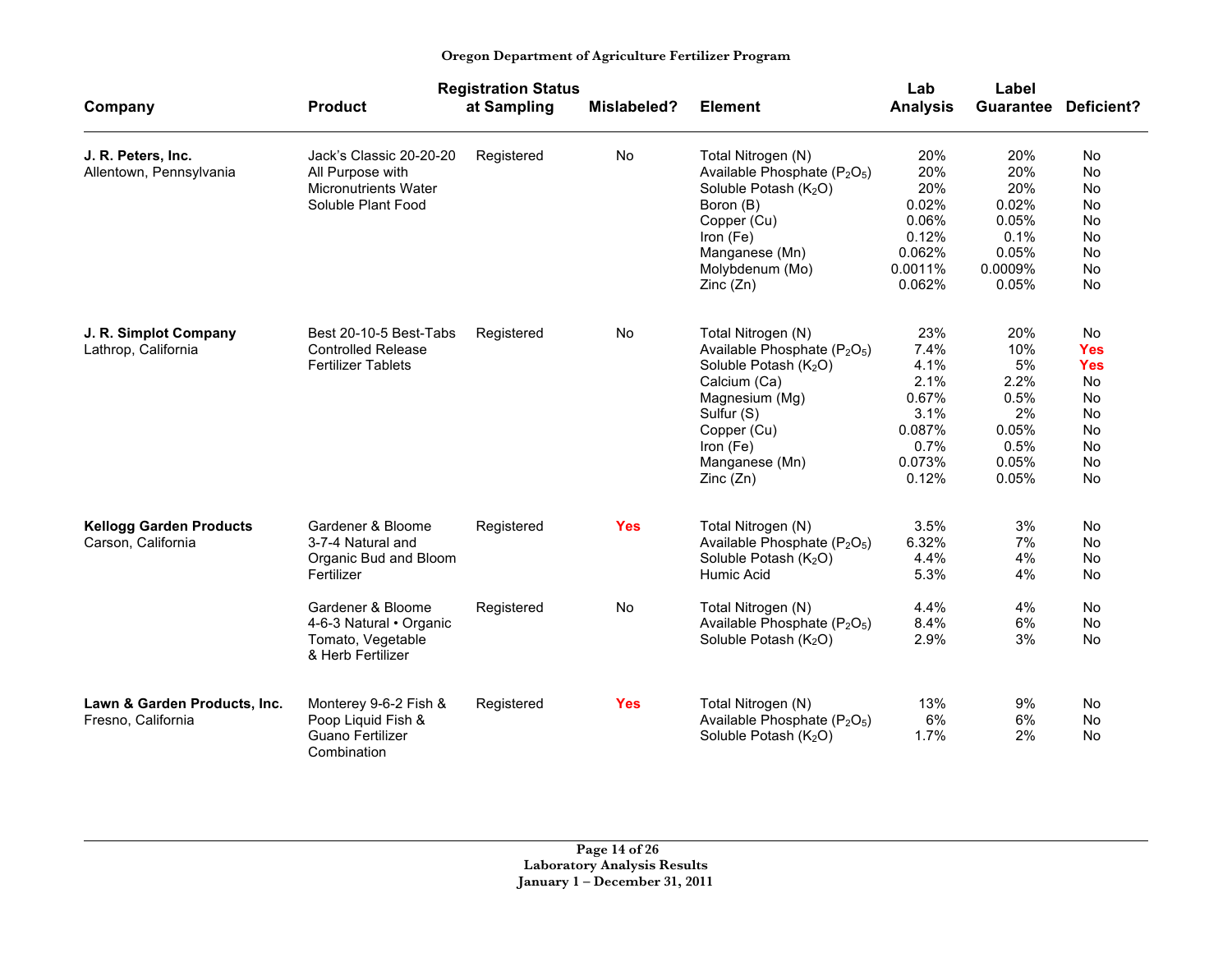| Company | Product | Registration Status at Sampling | Mislabeled? | Element | Lab Analysis | Label Guarantee | Deficient? |
|---|---|---|---|---|---|---|---|
| **J. R. Peters, Inc.** Allentown, Pennsylvania | Jack's Classic 20-20-20 All Purpose with Micronutrients Water Soluble Plant Food | Registered | No | Total Nitrogen (N) | 20% | 20% | No |
| | | | | Available Phosphate ($P_2O_5$) | 20% | 20% | No |
| | | | | Soluble Potash ($K_2O$) | 20% | 20% | No |
| | | | | Boron (B) | 0.02% | 0.02% | No |
| | | | | Copper (Cu) | 0.06% | 0.05% | No |
| | | | | Iron (Fe) | 0.12% | 0.1% | No |
| | | | | Manganese (Mn) | 0.062% | 0.05% | No |
| | | | | Molybdenum (Mo) | 0.0011% | 0.0009% | No |
| | | | | Zinc (Zn) | 0.062% | 0.05% | No |
| **J. R. Simplot Company** Lathrop, California | Best 20-10-5 Best-Tabs Controlled Release Fertilizer Tablets | Registered | No | Total Nitrogen (N) | 23% | 20% | No |
| | | | | Available Phosphate ($P_2O_5$) | 7.4% | 10% | **Yes** |
| | | | | Soluble Potash ($K_2O$) | 4.1% | 5% | **Yes** |
| | | | | Calcium (Ca) | 2.1% | 2.2% | No |
| | | | | Magnesium (Mg) | 0.67% | 0.5% | No |
| | | | | Sulfur (S) | 3.1% | 2% | No |
| | | | | Copper (Cu) | 0.087% | 0.05% | No |
| | | | | Iron (Fe) | 0.7% | 0.5% | No |
| | | | | Manganese (Mn) | 0.073% | 0.05% | No |
| | | | | Zinc (Zn) | 0.12% | 0.05% | No |
| **Kellogg Garden Products** Carson, California | Gardener & Bloome 3-7-4 Natural and Organic Bud and Bloom Fertilizer | Registered | **Yes** | Total Nitrogen (N) | 3.5% | 3% | No |
| | | | | Available Phosphate ($P_2O_5$) | 6.32% | 7% | No |
| | | | | Soluble Potash ($K_2O$) | 4.4% | 4% | No |
| | | | | Humic Acid | 5.3% | 4% | No |
| | Gardener & Bloome 4-6-3 Natural • Organic Tomato, Vegetable & Herb Fertilizer | Registered | No | Total Nitrogen (N) | 4.4% | 4% | No |
| | | | | Available Phosphate ($P_2O_5$) | 8.4% | 6% | No |
| | | | | Soluble Potash ($K_2O$) | 2.9% | 3% | No |
| **Lawn & Garden Products, Inc.** Fresno, California | Monterey 9-6-2 Fish & Poop Liquid Fish & Guano Fertilizer Combination | Registered | **Yes** | Total Nitrogen (N) | 13% | 9% | No |
| | | | | Available Phosphate ($P_2O_5$) | 6% | 6% | No |
| | | | | Soluble Potash ($K_2O$) | 1.7% | 2% | No |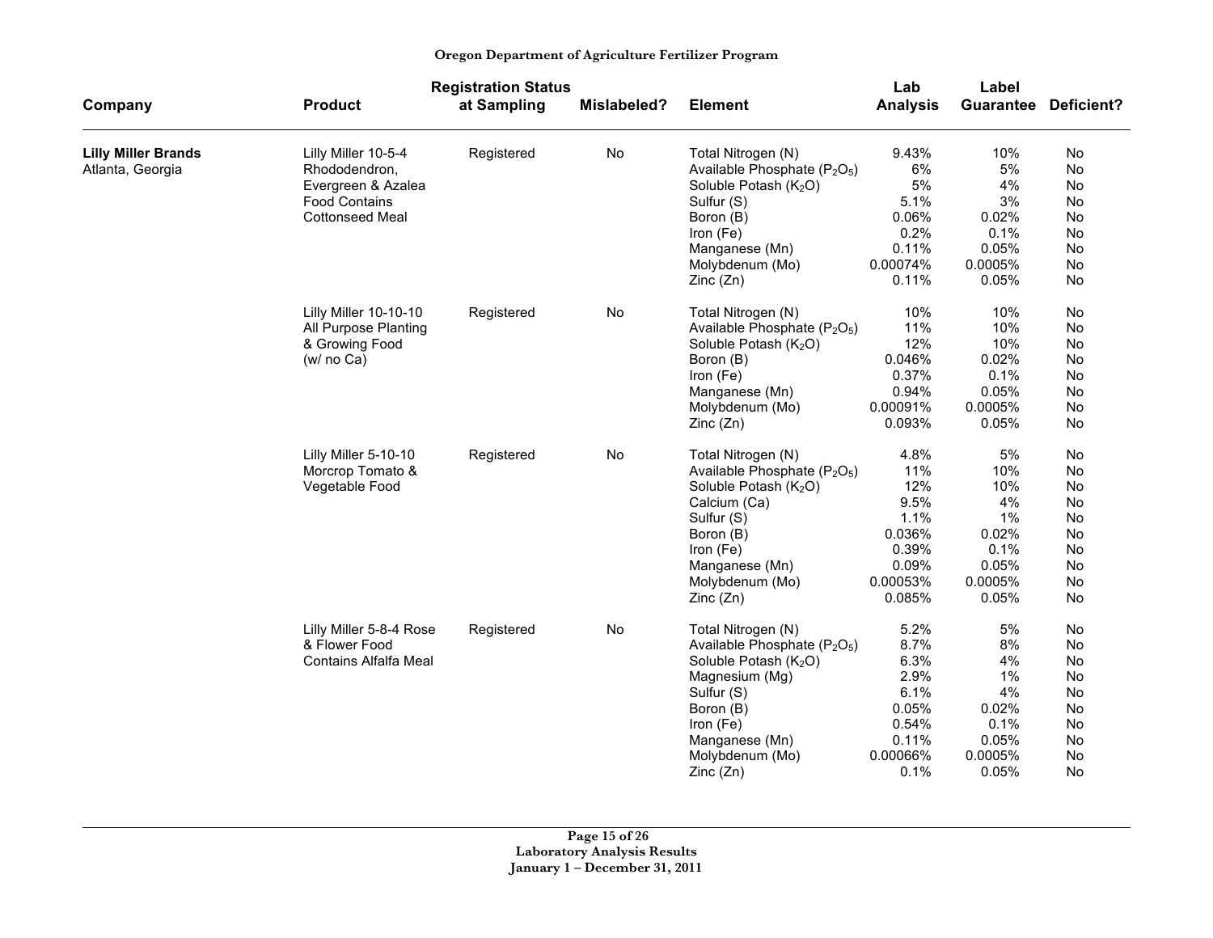| Company | Product | Registration Status at Sampling | Mislabeled? | Element | Lab Analysis | Label Guarantee | Deficient? |
|---|---|---|---|---|---|---|---|
| **Lilly Miller Brands** Atlanta, Georgia | Lilly Miller 10-5-4 Rhododendron, Evergreen & Azalea Food Contains Cottonseed Meal | Registered | No | Total Nitrogen (N) | 9.43% | 10% | No |
| | | | | Available Phosphate ($P_2O_5$) | 6% | 5% | No |
| | | | | Soluble Potash ($K_2O$) | 5% | 4% | No |
| | | | | Sulfur (S) | 5.1% | 3% | No |
| | | | | Boron (B) | 0.06% | 0.02% | No |
| | | | | Iron (Fe) | 0.2% | 0.1% | No |
| | | | | Manganese (Mn) | 0.11% | 0.05% | No |
| | | | | Molybdenum (Mo) | 0.00074% | 0.0005% | No |
| | | | | Zinc (Zn) | 0.11% | 0.05% | No |
| | Lilly Miller 10-10-10 All Purpose Planting & Growing Food (w/ no Ca) | Registered | No | Total Nitrogen (N) | 10% | 10% | No |
| | | | | Available Phosphate ($P_2O_5$) | 11% | 10% | No |
| | | | | Soluble Potash ($K_2O$) | 12% | 10% | No |
| | | | | Boron (B) | 0.046% | 0.02% | No |
| | | | | Iron (Fe) | 0.37% | 0.1% | No |
| | | | | Manganese (Mn) | 0.94% | 0.05% | No |
| | | | | Molybdenum (Mo) | 0.00091% | 0.0005% | No |
| | | | | Zinc (Zn) | 0.093% | 0.05% | No |
| | Lilly Miller 5-10-10 Morcrop Tomato & Vegetable Food | Registered | No | Total Nitrogen (N) | 4.8% | 5% | No |
| | | | | Available Phosphate ($P_2O_5$) | 11% | 10% | No |
| | | | | Soluble Potash ($K_2O$) | 12% | 10% | No |
| | | | | Calcium (Ca) | 9.5% | 4% | No |
| | | | | Sulfur (S) | 1.1% | 1% | No |
| | | | | Boron (B) | 0.036% | 0.02% | No |
| | | | | Iron (Fe) | 0.39% | 0.1% | No |
| | | | | Manganese (Mn) | 0.09% | 0.05% | No |
| | | | | Molybdenum (Mo) | 0.00053% | 0.0005% | No |
| | | | | Zinc (Zn) | 0.085% | 0.05% | No |
| | Lilly Miller 5-8-4 Rose & Flower Food Contains Alfalfa Meal | Registered | No | Total Nitrogen (N) | 5.2% | 5% | No |
| | | | | Available Phosphate ($P_2O_5$) | 8.7% | 8% | No |
| | | | | Soluble Potash ($K_2O$) | 6.3% | 4% | No |
| | | | | Magnesium (Mg) | 2.9% | 1% | No |
| | | | | Sulfur (S) | 6.1% | 4% | No |
| | | | | Boron (B) | 0.05% | 0.02% | No |
| | | | | Iron (Fe) | 0.54% | 0.1% | No |
| | | | | Manganese (Mn) | 0.11% | 0.05% | No |
| | | | | Molybdenum (Mo) | 0.00066% | 0.0005% | No |
| | | | | Zinc (Zn) | 0.1% | 0.05% | No |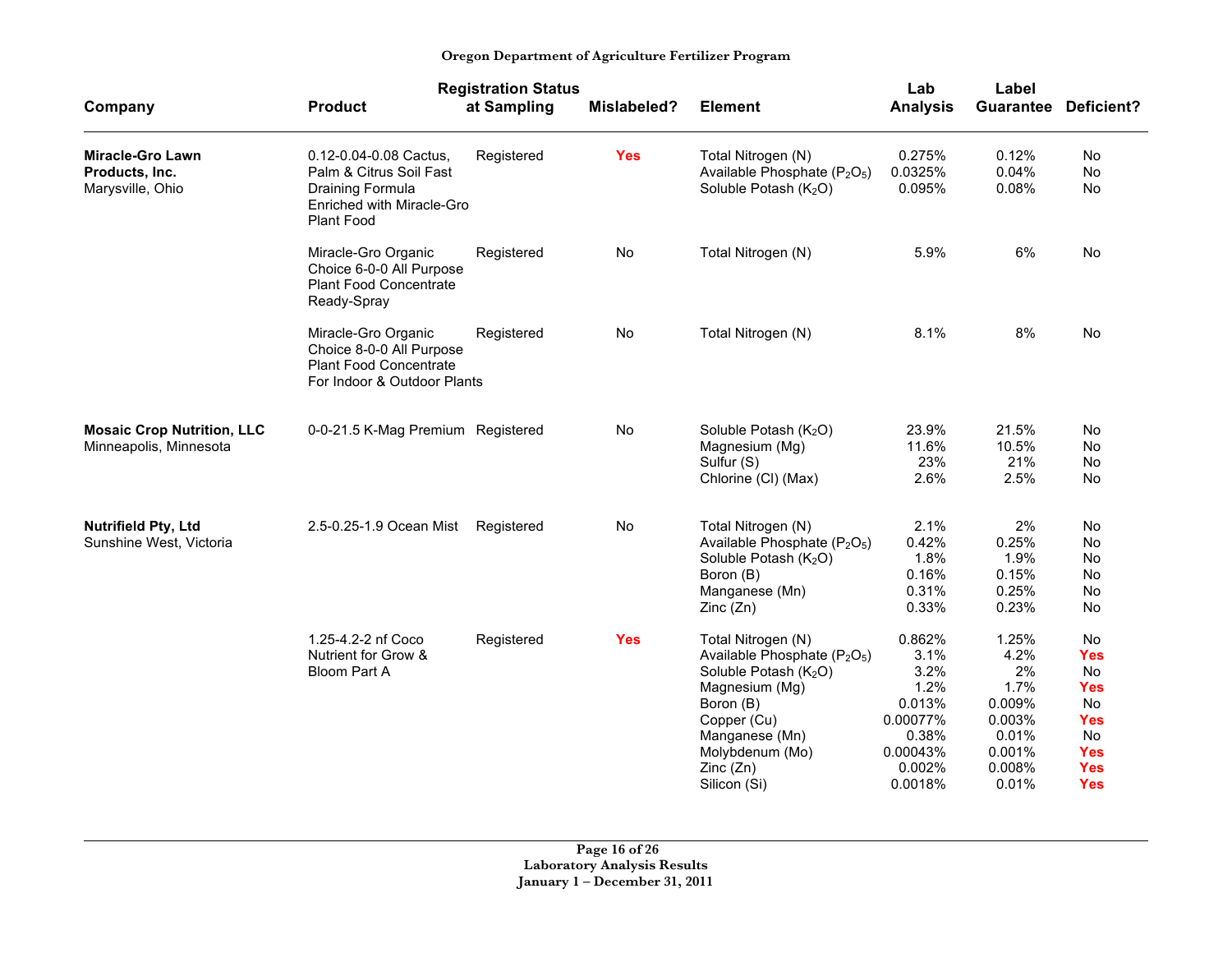| Company | Product | Registration Status at Sampling | Mislabeled? | Element | Lab Analysis | Label Guarantee | Deficient? |
|---|---|---|---|---|---|---|---|
| **Miracle-Gro Lawn Products, Inc.** Marysville, Ohio | 0.12-0.04-0.08 Cactus, Palm & Citrus Soil Fast Draining Formula Enriched with Miracle-Gro Plant Food | Registered | **Yes** | Total Nitrogen (N) | 0.275% | 0.12% | No |
| | | | | Available Phosphate ($P_2O_5$) | 0.0325% | 0.04% | No |
| | | | | Soluble Potash ($K_2O$) | 0.095% | 0.08% | No |
| | Miracle-Gro Organic Choice 6-0-0 All Purpose Plant Food Concentrate Ready-Spray | Registered | No | Total Nitrogen (N) | 5.9% | 6% | No |
| | Miracle-Gro Organic Choice 8-0-0 All Purpose Plant Food Concentrate For Indoor & Outdoor Plants | Registered | No | Total Nitrogen (N) | 8.1% | 8% | No |
| **Mosaic Crop Nutrition, LLC** Minneapolis, Minnesota | 0-0-21.5 K-Mag Premium | Registered | No | Soluble Potash ($K_2O$) | 23.9% | 21.5% | No |
| | | | | Magnesium (Mg) | 11.6% | 10.5% | No |
| | | | | Sulfur (S) | 23% | 21% | No |
| | | | | Chlorine (Cl) (Max) | 2.6% | 2.5% | No |
| **Nutrifield Pty, Ltd** Sunshine West, Victoria | 2.5-0.25-1.9 Ocean Mist | Registered | No | Total Nitrogen (N) | 2.1% | 2% | No |
| | | | | Available Phosphate ($P_2O_5$) | 0.42% | 0.25% | No |
| | | | | Soluble Potash ($K_2O$) | 1.8% | 1.9% | No |
| | | | | Boron (B) | 0.16% | 0.15% | No |
| | | | | Manganese (Mn) | 0.31% | 0.25% | No |
| | | | | Zinc (Zn) | 0.33% | 0.23% | No |
| | 1.25-4.2-2 nf Coco Nutrient for Grow & Bloom Part A | Registered | **Yes** | Total Nitrogen (N) | 0.862% | 1.25% | No |
| | | | | Available Phosphate ($P_2O_5$) | 3.1% | 4.2% | **Yes** |
| | | | | Soluble Potash ($K_2O$) | 3.2% | 2% | No |
| | | | | Magnesium (Mg) | 1.2% | 1.7% | **Yes** |
| | | | | Boron (B) | 0.013% | 0.009% | No |
| | | | | Copper (Cu) | 0.00077% | 0.003% | **Yes** |
| | | | | Manganese (Mn) | 0.38% | 0.01% | No |
| | | | | Molybdenum (Mo) | 0.00043% | 0.001% | **Yes** |
| | | | | Zinc (Zn) | 0.002% | 0.008% | **Yes** |
| | | | | Silicon (Si) | 0.0018% | 0.01% | **Yes** |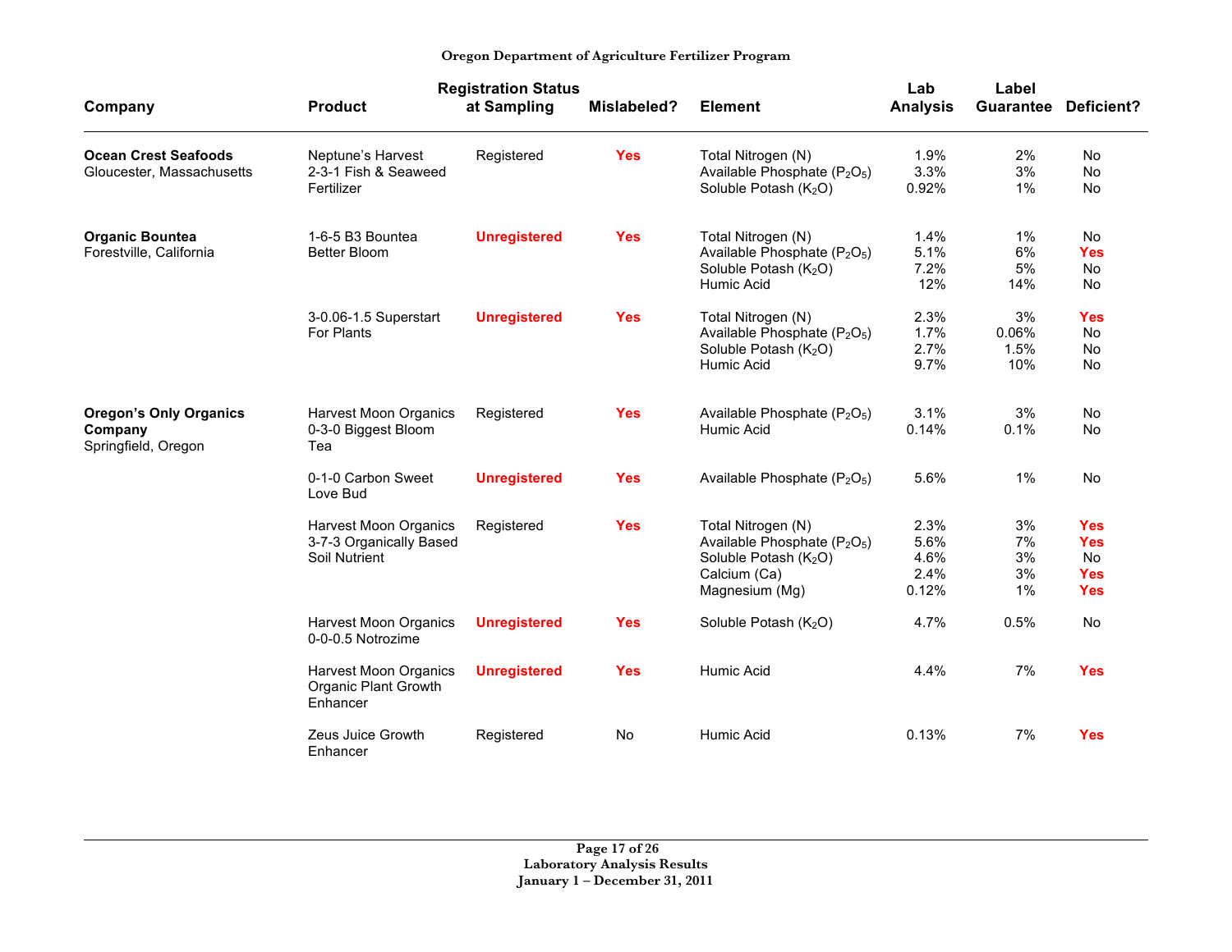**Oregon Department of Agriculture Fertilizer Program**

| Company | Product | Registration Status at Sampling | Mislabeled? | Element | Lab Analysis | Label Guarantee | Deficient? |
|---|---|---|---|---|---|---|---|
| **Ocean Crest Seafoods** Gloucester, Massachusetts | Neptune's Harvest 2-3-1 Fish & Seaweed Fertilizer | Registered | **Yes** | Total Nitrogen (N) | 1.9% | 2% | No |
| | | | | Available Phosphate ($P_2O_5$) | 3.3% | 3% | No |
| | | | | Soluble Potash ($K_2O$) | 0.92% | 1% | No |
| **Organic Bountea** Forestville, California | 1-6-5 B3 Bountea Better Bloom | **Unregistered** | **Yes** | Total Nitrogen (N) | 1.4% | 1% | No |
| | | | | Available Phosphate ($P_2O_5$) | 5.1% | 6% | **Yes** |
| | | | | Soluble Potash ($K_2O$) | 7.2% | 5% | No |
| | | | | Humic Acid | 12% | 14% | No |
| | 3-0.06-1.5 Superstart For Plants | **Unregistered** | **Yes** | Total Nitrogen (N) | 2.3% | 3% | **Yes** |
| | | | | Available Phosphate ($P_2O_5$) | 1.7% | 0.06% | No |
| | | | | Soluble Potash ($K_2O$) | 2.7% | 1.5% | No |
| | | | | Humic Acid | 9.7% | 10% | No |
| **Oregon's Only Organics Company** Springfield, Oregon | Harvest Moon Organics 0-3-0 Biggest Bloom Tea | Registered | **Yes** | Available Phosphate ($P_2O_5$) | 3.1% | 3% | No |
| | | | | Humic Acid | 0.14% | 0.1% | No |
| | 0-1-0 Carbon Sweet Love Bud | **Unregistered** | **Yes** | Available Phosphate ($P_2O_5$) | 5.6% | 1% | No |
| | Harvest Moon Organics 3-7-3 Organically Based Soil Nutrient | Registered | **Yes** | Total Nitrogen (N) | 2.3% | 3% | **Yes** |
| | | | | Available Phosphate ($P_2O_5$) | 5.6% | 7% | **Yes** |
| | | | | Soluble Potash ($K_2O$) | 4.6% | 3% | No |
| | | | | Calcium (Ca) | 2.4% | 3% | **Yes** |
| | | | | Magnesium (Mg) | 0.12% | 1% | **Yes** |
| | Harvest Moon Organics 0-0-0.5 Notrozime | **Unregistered** | **Yes** | Soluble Potash ($K_2O$) | 4.7% | 0.5% | No |
| | Harvest Moon Organics Organic Plant Growth Enhancer | **Unregistered** | **Yes** | Humic Acid | 4.4% | 7% | **Yes** |
| | Zeus Juice Growth Enhancer | Registered | No | Humic Acid | 0.13% | 7% | **Yes** |

**Laboratory Analysis Results**
**January 1 – December 31, 2011**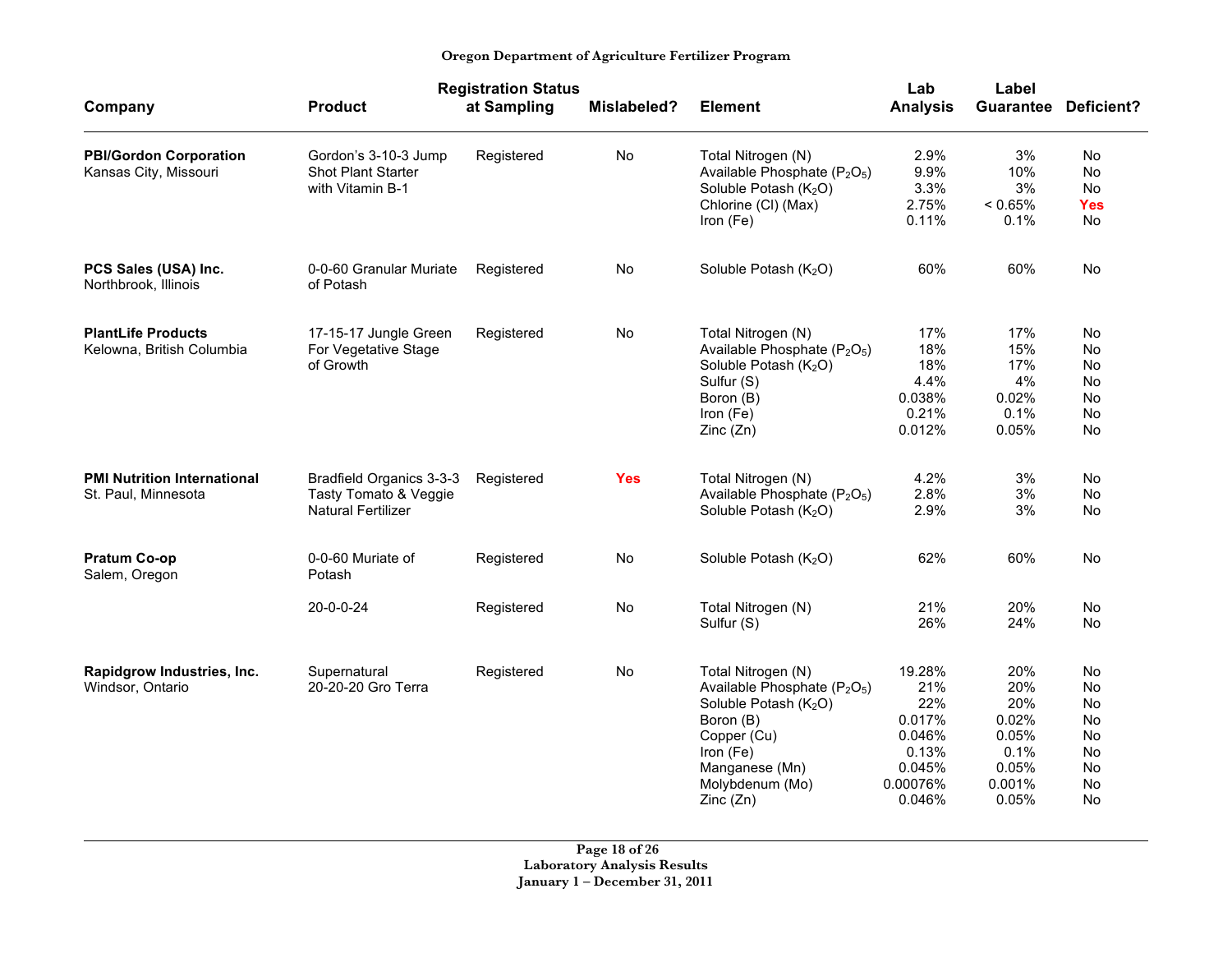| Company | Product | Registration Status at Sampling | Mislabeled? | Element | Lab Analysis | Label Guarantee | Deficient? |
|---|---|---|---|---|---|---|---|
| **PBI/Gordon Corporation** Kansas City, Missouri | Gordon's 3-10-3 Jump Shot Plant Starter with Vitamin B-1 | Registered | No | Total Nitrogen (N) | 2.9% | 3% | No |
| | | | | Available Phosphate ($P_2O_5$) | 9.9% | 10% | No |
| | | | | Soluble Potash ($K_2O$) | 3.3% | 3% | No |
| | | | | Chlorine (Cl) (Max) | 2.75% | < 0.65% | **Yes** |
| | | | | Iron (Fe) | 0.11% | 0.1% | No |
| **PCS Sales (USA) Inc.** Northbrook, Illinois | 0-0-60 Granular Muriate of Potash | Registered | No | Soluble Potash ($K_2O$) | 60% | 60% | No |
| **PlantLife Products** Kelowna, British Columbia | 17-15-17 Jungle Green For Vegetative Stage of Growth | Registered | No | Total Nitrogen (N) | 17% | 17% | No |
| | | | | Available Phosphate ($P_2O_5$) | 18% | 15% | No |
| | | | | Soluble Potash ($K_2O$) | 18% | 17% | No |
| | | | | Sulfur (S) | 4.4% | 4% | No |
| | | | | Boron (B) | 0.038% | 0.02% | No |
| | | | | Iron (Fe) | 0.21% | 0.1% | No |
| | | | | Zinc (Zn) | 0.012% | 0.05% | No |
| **PMI Nutrition International** St. Paul, Minnesota | Bradfield Organics 3-3-3 Tasty Tomato & Veggie Natural Fertilizer | Registered | **Yes** | Total Nitrogen (N) | 4.2% | 3% | No |
| | | | | Available Phosphate ($P_2O_5$) | 2.8% | 3% | No |
| | | | | Soluble Potash ($K_2O$) | 2.9% | 3% | No |
| **Pratum Co-op** Salem, Oregon | 0-0-60 Muriate of Potash | Registered | No | Soluble Potash ($K_2O$) | 62% | 60% | No |
| | 20-0-0-24 | Registered | No | Total Nitrogen (N) | 21% | 20% | No |
| | | | | Sulfur (S) | 26% | 24% | No |
| **Rapidgrow Industries, Inc.** Windsor, Ontario | Supernatural 20-20-20 Gro Terra | Registered | No | Total Nitrogen (N) | 19.28% | 20% | No |
| | | | | Available Phosphate ($P_2O_5$) | 21% | 20% | No |
| | | | | Soluble Potash ($K_2O$) | 22% | 20% | No |
| | | | | Boron (B) | 0.017% | 0.02% | No |
| | | | | Copper (Cu) | 0.046% | 0.05% | No |
| | | | | Iron (Fe) | 0.13% | 0.1% | No |
| | | | | Manganese (Mn) | 0.045% | 0.05% | No |
| | | | | Molybdenum (Mo) | 0.00076% | 0.001% | No |
| | | | | Zinc (Zn) | 0.046% | 0.05% | No |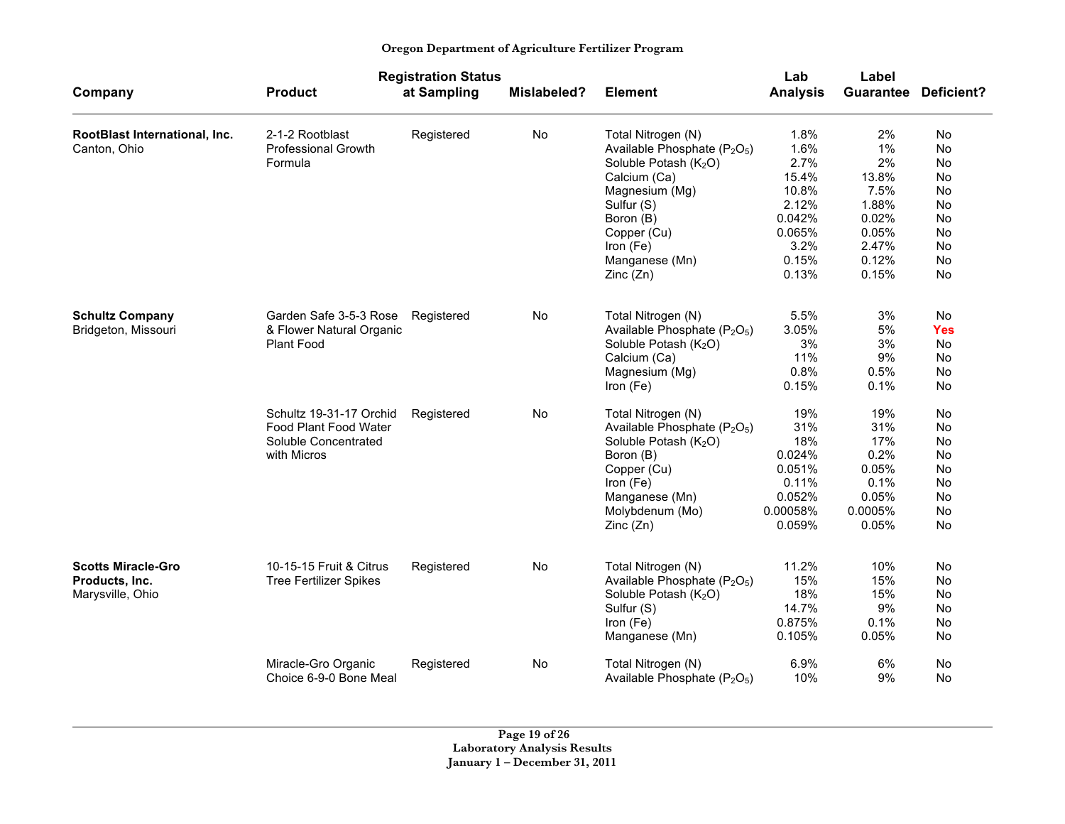Oregon Department of Agriculture Fertilizer Program

| Company | Product | Registration Status at Sampling | Mislabeled? | Element | Lab Analysis | Label Guarantee | Deficient? |
|---|---|---|---|---|---|---|---|
| **RootBlast International, Inc.** Canton, Ohio | 2-1-2 Rootblast Professional Growth Formula | Registered | No | Total Nitrogen (N) | 1.8% | 2% | No |
| | | | | Available Phosphate ($P_2O_5$) | 1.6% | 1% | No |
| | | | | Soluble Potash ($K_2O$) | 2.7% | 2% | No |
| | | | | Calcium (Ca) | 15.4% | 13.8% | No |
| | | | | Magnesium (Mg) | 10.8% | 7.5% | No |
| | | | | Sulfur (S) | 2.12% | 1.88% | No |
| | | | | Boron (B) | 0.042% | 0.02% | No |
| | | | | Copper (Cu) | 0.065% | 0.05% | No |
| | | | | Iron (Fe) | 3.2% | 2.47% | No |
| | | | | Manganese (Mn) | 0.15% | 0.12% | No |
| | | | | Zinc (Zn) | 0.13% | 0.15% | No |
| **Schultz Company** Bridgeton, Missouri | Garden Safe 3-5-3 Rose & Flower Natural Organic Plant Food | Registered | No | Total Nitrogen (N) | 5.5% | 3% | No |
| | | | | Available Phosphate ($P_2O_5$) | 3.05% | 5% | **Yes** |
| | | | | Soluble Potash ($K_2O$) | 3% | 3% | No |
| | | | | Calcium (Ca) | 11% | 9% | No |
| | | | | Magnesium (Mg) | 0.8% | 0.5% | No |
| | | | | Iron (Fe) | 0.15% | 0.1% | No |
| | Schultz 19-31-17 Orchid Food Plant Food Water Soluble Concentrated with Micros | Registered | No | Total Nitrogen (N) | 19% | 19% | No |
| | | | | Available Phosphate ($P_2O_5$) | 31% | 31% | No |
| | | | | Soluble Potash ($K_2O$) | 18% | 17% | No |
| | | | | Boron (B) | 0.024% | 0.2% | No |
| | | | | Copper (Cu) | 0.051% | 0.05% | No |
| | | | | Iron (Fe) | 0.11% | 0.1% | No |
| | | | | Manganese (Mn) | 0.052% | 0.05% | No |
| | | | | Molybdenum (Mo) | 0.00058% | 0.0005% | No |
| | | | | Zinc (Zn) | 0.059% | 0.05% | No |
| **Scotts Miracle-Gro Products, Inc.** Marysville, Ohio | 10-15-15 Fruit & Citrus Tree Fertilizer Spikes | Registered | No | Total Nitrogen (N) | 11.2% | 10% | No |
| | | | | Available Phosphate ($P_2O_5$) | 15% | 15% | No |
| | | | | Soluble Potash ($K_2O$) | 18% | 15% | No |
| | | | | Sulfur (S) | 14.7% | 9% | No |
| | | | | Iron (Fe) | 0.875% | 0.1% | No |
| | | | | Manganese (Mn) | 0.105% | 0.05% | No |
| | Miracle-Gro Organic Choice 6-9-0 Bone Meal | Registered | No | Total Nitrogen (N) | 6.9% | 6% | No |
| | | | | Available Phosphate ($P_2O_5$) | 10% | 9% | No |

Laboratory Analysis Results
January 1 – December 31, 2011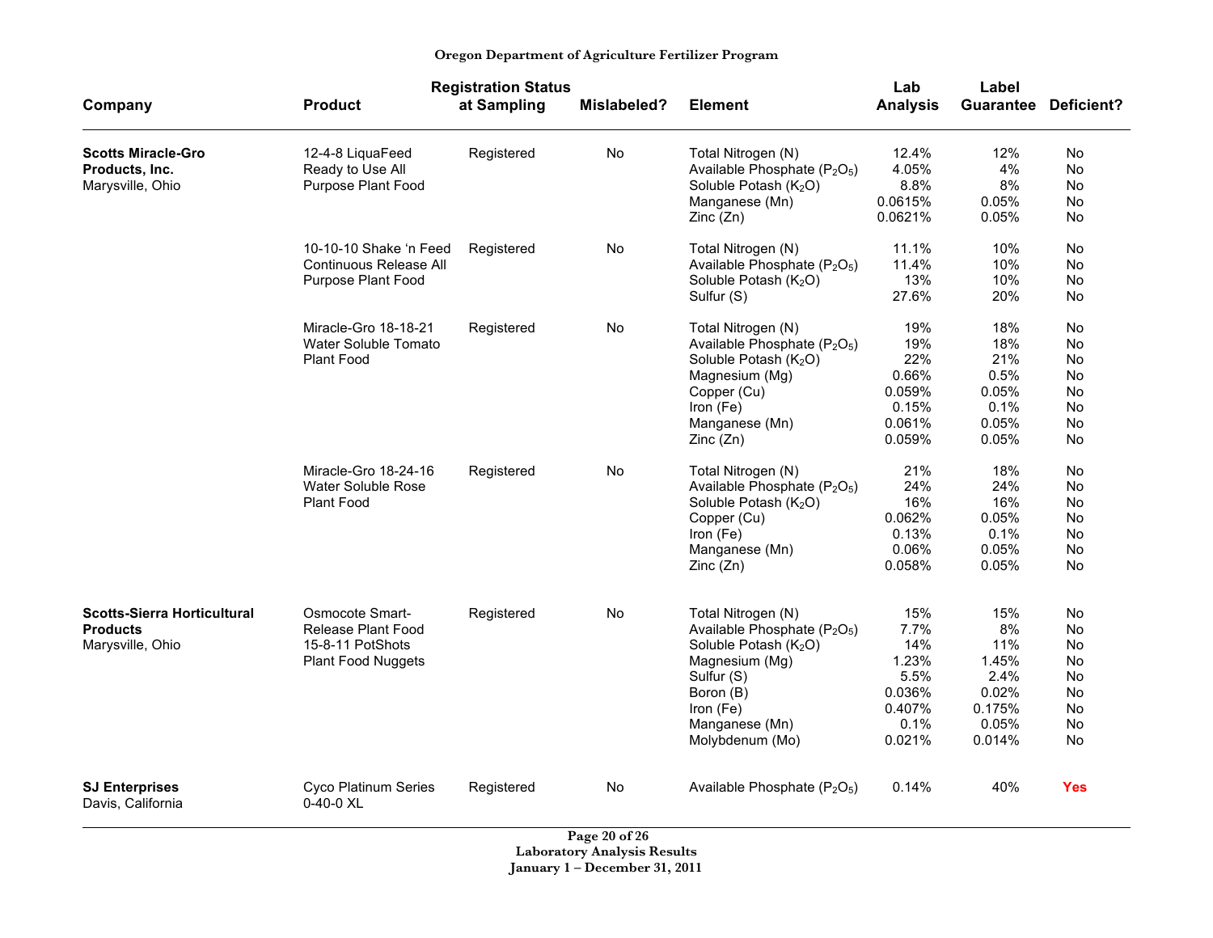| Company | Product | Registration Status at Sampling | Mislabeled? | Element | Lab Analysis | Label Guarantee | Deficient? |
|---|---|---|---|---|---|---|---|
| **Scotts Miracle-Gro Products, Inc.** Marysville, Ohio | 12-4-8 LiquaFeed Ready to Use All Purpose Plant Food | Registered | No | Total Nitrogen (N) | 12.4% | 12% | No |
| | | | | Available Phosphate ($P_2O_5$) | 4.05% | 4% | No |
| | | | | Soluble Potash ($K_2O$) | 8.8% | 8% | No |
| | | | | Manganese (Mn) | 0.0615% | 0.05% | No |
| | | | | Zinc (Zn) | 0.0621% | 0.05% | No |
| | 10-10-10 Shake 'n Feed Continuous Release All Purpose Plant Food | Registered | No | Total Nitrogen (N) | 11.1% | 10% | No |
| | | | | Available Phosphate ($P_2O_5$) | 11.4% | 10% | No |
| | | | | Soluble Potash ($K_2O$) | 13% | 10% | No |
| | | | | Sulfur (S) | 27.6% | 20% | No |
| | Miracle-Gro 18-18-21 Water Soluble Tomato Plant Food | Registered | No | Total Nitrogen (N) | 19% | 18% | No |
| | | | | Available Phosphate ($P_2O_5$) | 19% | 18% | No |
| | | | | Soluble Potash ($K_2O$) | 22% | 21% | No |
| | | | | Magnesium (Mg) | 0.66% | 0.5% | No |
| | | | | Copper (Cu) | 0.059% | 0.05% | No |
| | | | | Iron (Fe) | 0.15% | 0.1% | No |
| | | | | Manganese (Mn) | 0.061% | 0.05% | No |
| | | | | Zinc (Zn) | 0.059% | 0.05% | No |
| | Miracle-Gro 18-24-16 Water Soluble Rose Plant Food | Registered | No | Total Nitrogen (N) | 21% | 18% | No |
| | | | | Available Phosphate ($P_2O_5$) | 24% | 24% | No |
| | | | | Soluble Potash ($K_2O$) | 16% | 16% | No |
| | | | | Copper (Cu) | 0.062% | 0.05% | No |
| | | | | Iron (Fe) | 0.13% | 0.1% | No |
| | | | | Manganese (Mn) | 0.06% | 0.05% | No |
| | | | | Zinc (Zn) | 0.058% | 0.05% | No |
| **Scotts-Sierra Horticultural Products** Marysville, Ohio | Osmocote Smart-Release Plant Food 15-8-11 PotShots Plant Food Nuggets | Registered | No | Total Nitrogen (N) | 15% | 15% | No |
| | | | | Available Phosphate ($P_2O_5$) | 7.7% | 8% | No |
| | | | | Soluble Potash ($K_2O$) | 14% | 11% | No |
| | | | | Magnesium (Mg) | 1.23% | 1.45% | No |
| | | | | Sulfur (S) | 5.5% | 2.4% | No |
| | | | | Boron (B) | 0.036% | 0.02% | No |
| | | | | Iron (Fe) | 0.407% | 0.175% | No |
| | | | | Manganese (Mn) | 0.1% | 0.05% | No |
| | | | | Molybdenum (Mo) | 0.021% | 0.014% | No |
| **SJ Enterprises** Davis, California | Cyco Platinum Series 0-40-0 XL | Registered | No | Available Phosphate ($P_2O_5$) | 0.14% | 40% | **Yes** |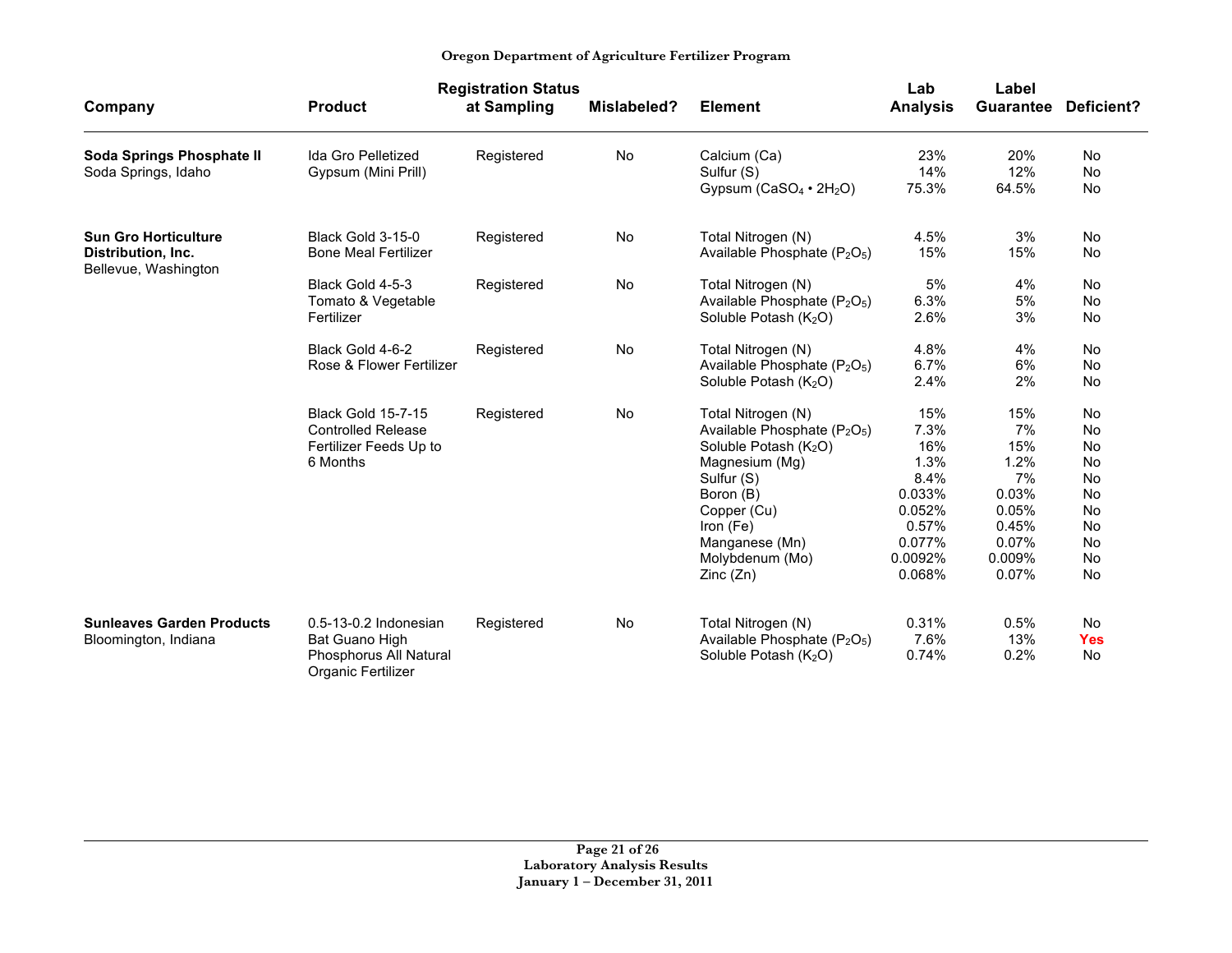| Company | Product | Registration Status at Sampling | Mislabeled? | Element | Lab Analysis | Label Guarantee | Deficient? |
|---|---|---|---|---|---|---|---|
| **Soda Springs Phosphate II** Soda Springs, Idaho | Ida Gro Pelletized Gypsum (Mini Prill) | Registered | No | Calcium (Ca) | 23% | 20% | No |
| | | | | Sulfur (S) | 14% | 12% | No |
| | | | | Gypsum ($CaSO_4 \cdot 2H_2O$) | 75.3% | 64.5% | No |
| **Sun Gro Horticulture Distribution, Inc.** Bellevue, Washington | Black Gold 3-15-0 Bone Meal Fertilizer | Registered | No | Total Nitrogen (N) | 4.5% | 3% | No |
| | | | | Available Phosphate ($P_2O_5$) | 15% | 15% | No |
| | Black Gold 4-5-3 Tomato & Vegetable Fertilizer | Registered | No | Total Nitrogen (N) | 5% | 4% | No |
| | | | | Available Phosphate ($P_2O_5$) | 6.3% | 5% | No |
| | | | | Soluble Potash ($K_2O$) | 2.6% | 3% | No |
| | Black Gold 4-6-2 Rose & Flower Fertilizer | Registered | No | Total Nitrogen (N) | 4.8% | 4% | No |
| | | | | Available Phosphate ($P_2O_5$) | 6.7% | 6% | No |
| | | | | Soluble Potash ($K_2O$) | 2.4% | 2% | No |
| | Black Gold 15-7-15 Controlled Release Fertilizer Feeds Up to 6 Months | Registered | No | Total Nitrogen (N) | 15% | 15% | No |
| | | | | Available Phosphate ($P_2O_5$) | 7.3% | 7% | No |
| | | | | Soluble Potash ($K_2O$) | 16% | 15% | No |
| | | | | Magnesium (Mg) | 1.3% | 1.2% | No |
| | | | | Sulfur (S) | 8.4% | 7% | No |
| | | | | Boron (B) | 0.033% | 0.03% | No |
| | | | | Copper (Cu) | 0.052% | 0.05% | No |
| | | | | Iron (Fe) | 0.57% | 0.45% | No |
| | | | | Manganese (Mn) | 0.077% | 0.07% | No |
| | | | | Molybdenum (Mo) | 0.0092% | 0.009% | No |
| | | | | Zinc (Zn) | 0.068% | 0.07% | No |
| **Sunleaves Garden Products** Bloomington, Indiana | 0.5-13-0.2 Indonesian Bat Guano High Phosphorus All Natural Organic Fertilizer | Registered | No | Total Nitrogen (N) | 0.31% | 0.5% | No |
| | | | | Available Phosphate ($P_2O_5$) | 7.6% | 13% | Yes |
| | | | | Soluble Potash ($K_2O$) | 0.74% | 0.2% | No |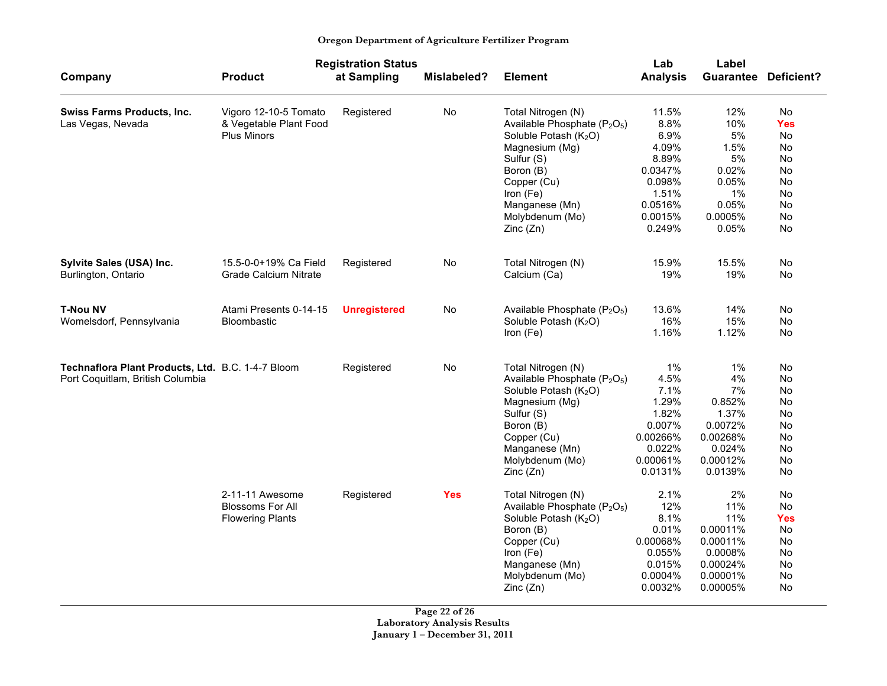**Oregon Department of Agriculture Fertilizer Program**

| Company | Product | Registration Status at Sampling | Mislabeled? | Element | Lab Analysis | Label Guarantee | Deficient? |
|---|---|---|---|---|---|---|---|
| **Swiss Farms Products, Inc.** Las Vegas, Nevada | Vigoro 12-10-5 Tomato & Vegetable Plant Food Plus Minors | Registered | No | Total Nitrogen (N) | 11.5% | 12% | No |
| | | | | Available Phosphate ($P_2O_5$) | 8.8% | 10% | **Yes** |
| | | | | Soluble Potash ($K_2O$) | 6.9% | 5% | No |
| | | | | Magnesium (Mg) | 4.09% | 1.5% | No |
| | | | | Sulfur (S) | 8.89% | 5% | No |
| | | | | Boron (B) | 0.0347% | 0.02% | No |
| | | | | Copper (Cu) | 0.098% | 0.05% | No |
| | | | | Iron (Fe) | 1.51% | 1% | No |
| | | | | Manganese (Mn) | 0.0516% | 0.05% | No |
| | | | | Molybdenum (Mo) | 0.0015% | 0.0005% | No |
| | | | | Zinc (Zn) | 0.249% | 0.05% | No |
| **Sylvite Sales (USA) Inc.** Burlington, Ontario | 15.5-0-0+19% Ca Field Grade Calcium Nitrate | Registered | No | Total Nitrogen (N) | 15.9% | 15.5% | No |
| | | | | Calcium (Ca) | 19% | 19% | No |
| **T-Nou NV** Womelsdorf, Pennsylvania | Atami Presents 0-14-15 Bloombastic | **Unregistered** | No | Available Phosphate ($P_2O_5$) | 13.6% | 14% | No |
| | | | | Soluble Potash ($K_2O$) | 16% | 15% | No |
| | | | | Iron (Fe) | 1.16% | 1.12% | No |
| **Technaflora Plant Products, Ltd.** Port Coquitlam, British Columbia | B.C. 1-4-7 Bloom | Registered | No | Total Nitrogen (N) | 1% | 1% | No |
| | | | | Available Phosphate ($P_2O_5$) | 4.5% | 4% | No |
| | | | | Soluble Potash ($K_2O$) | 7.1% | 7% | No |
| | | | | Magnesium (Mg) | 1.29% | 0.852% | No |
| | | | | Sulfur (S) | 1.82% | 1.37% | No |
| | | | | Boron (B) | 0.007% | 0.0072% | No |
| | | | | Copper (Cu) | 0.00266% | 0.00268% | No |
| | | | | Manganese (Mn) | 0.022% | 0.024% | No |
| | | | | Molybdenum (Mo) | 0.00061% | 0.00012% | No |
| | | | | Zinc (Zn) | 0.0131% | 0.0139% | No |
| | 2-11-11 Awesome Blossoms For All Flowering Plants | Registered | **Yes** | Total Nitrogen (N) | 2.1% | 2% | No |
| | | | | Available Phosphate ($P_2O_5$) | 12% | 11% | No |
| | | | | Soluble Potash ($K_2O$) | 8.1% | 11% | **Yes** |
| | | | | Boron (B) | 0.01% | 0.00011% | No |
| | | | | Copper (Cu) | 0.00068% | 0.00011% | No |
| | | | | Iron (Fe) | 0.055% | 0.0008% | No |
| | | | | Manganese (Mn) | 0.015% | 0.00024% | No |
| | | | | Molybdenum (Mo) | 0.0004% | 0.00001% | No |
| | | | | Zinc (Zn) | 0.0032% | 0.00005% | No |

**Laboratory Analysis Results**
**January 1 – December 31, 2011**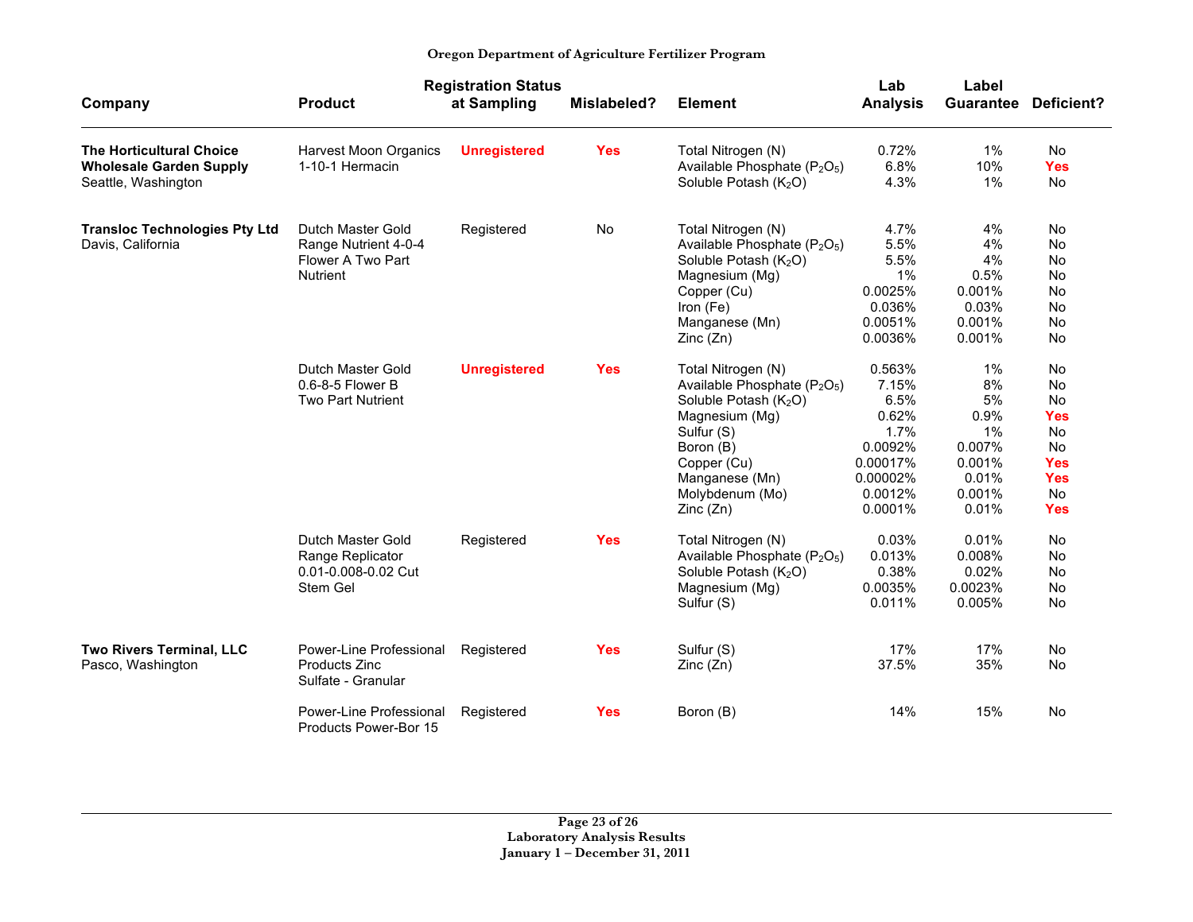Oregon Department of Agriculture Fertilizer Program

| Company | Product | Registration Status at Sampling | Mislabeled? | Element | Lab Analysis | Label Guarantee | Deficient? |
|---|---|---|---|---|---|---|---|
| **The Horticultural Choice Wholesale Garden Supply** Seattle, Washington | Harvest Moon Organics 1-10-1 Hermacin | **Unregistered** | **Yes** | Total Nitrogen (N) | 0.72% | 1% | No |
| | | | | Available Phosphate ($P_2O_5$) | 6.8% | 10% | **Yes** |
| | | | | Soluble Potash ($K_2O$) | 4.3% | 1% | No |
| **Transloc Technologies Pty Ltd** Davis, California | Dutch Master Gold Range Nutrient 4-0-4 Flower A Two Part Nutrient | Registered | No | Total Nitrogen (N) | 4.7% | 4% | No |
| | | | | Available Phosphate ($P_2O_5$) | 5.5% | 4% | No |
| | | | | Soluble Potash ($K_2O$) | 5.5% | 4% | No |
| | | | | Magnesium (Mg) | 1% | 0.5% | No |
| | | | | Copper (Cu) | 0.0025% | 0.001% | No |
| | | | | Iron (Fe) | 0.036% | 0.03% | No |
| | | | | Manganese (Mn) | 0.0051% | 0.001% | No |
| | | | | Zinc (Zn) | 0.0036% | 0.001% | No |
| | Dutch Master Gold 0.6-8-5 Flower B Two Part Nutrient | **Unregistered** | **Yes** | Total Nitrogen (N) | 0.563% | 1% | No |
| | | | | Available Phosphate ($P_2O_5$) | 7.15% | 8% | No |
| | | | | Soluble Potash ($K_2O$) | 6.5% | 5% | No |
| | | | | Magnesium (Mg) | 0.62% | 0.9% | **Yes** |
| | | | | Sulfur (S) | 1.7% | 1% | No |
| | | | | Boron (B) | 0.0092% | 0.007% | No |
| | | | | Copper (Cu) | 0.00017% | 0.001% | **Yes** |
| | | | | Manganese (Mn) | 0.00002% | 0.01% | **Yes** |
| | | | | Molybdenum (Mo) | 0.0012% | 0.001% | No |
| | | | | Zinc (Zn) | 0.0001% | 0.01% | **Yes** |
| | Dutch Master Gold Range Replicator 0.01-0.008-0.02 Cut Stem Gel | Registered | **Yes** | Total Nitrogen (N) | 0.03% | 0.01% | No |
| | | | | Available Phosphate ($P_2O_5$) | 0.013% | 0.008% | No |
| | | | | Soluble Potash ($K_2O$) | 0.38% | 0.02% | No |
| | | | | Magnesium (Mg) | 0.0035% | 0.0023% | No |
| | | | | Sulfur (S) | 0.011% | 0.005% | No |
| **Two Rivers Terminal, LLC** Pasco, Washington | Power-Line Professional Products Zinc Sulfate - Granular | Registered | **Yes** | Sulfur (S) | 17% | 17% | No |
| | | | | Zinc (Zn) | 37.5% | 35% | No |
| | Power-Line Professional Products Power-Bor 15 | Registered | **Yes** | Boron (B) | 14% | 15% | No |

Laboratory Analysis Results
January 1 – December 31, 2011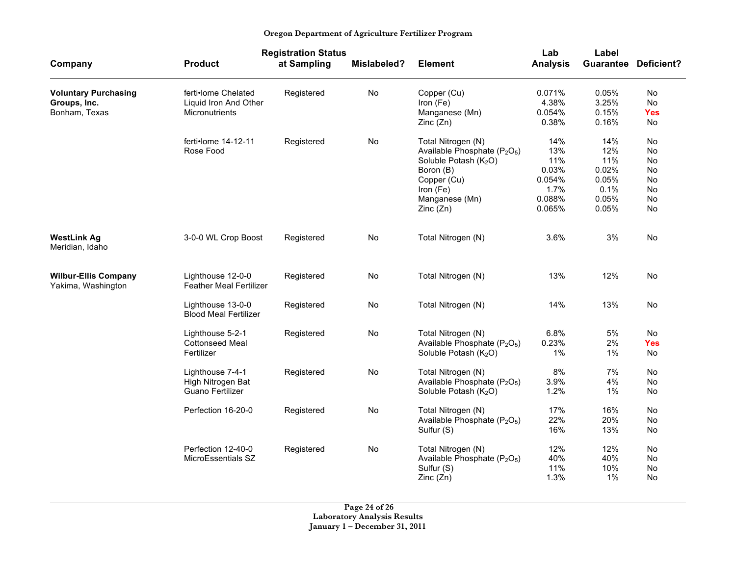Oregon Department of Agriculture Fertilizer Program

| Company | Product | Registration Status at Sampling | Mislabeled? | Element | Lab Analysis | Label Guarantee | Deficient? |
|---|---|---|---|---|---|---|---|
| **Voluntary Purchasing Groups, Inc.** Bonham, Texas | ferti•lome Chelated Liquid Iron And Other Micronutrients | Registered | No | Copper (Cu) | 0.071% | 0.05% | No |
| | | | | Iron (Fe) | 4.38% | 3.25% | No |
| | | | | Manganese (Mn) | 0.054% | 0.15% | Yes |
| | | | | Zinc (Zn) | 0.38% | 0.16% | No |
| | ferti•lome 14-12-11 Rose Food | Registered | No | Total Nitrogen (N) | 14% | 14% | No |
| | | | | Available Phosphate ($P_2O_5$) | 13% | 12% | No |
| | | | | Soluble Potash ($K_2O$) | 11% | 11% | No |
| | | | | Boron (B) | 0.03% | 0.02% | No |
| | | | | Copper (Cu) | 0.054% | 0.05% | No |
| | | | | Iron (Fe) | 1.7% | 0.1% | No |
| | | | | Manganese (Mn) | 0.088% | 0.05% | No |
| | | | | Zinc (Zn) | 0.065% | 0.05% | No |
| **WestLink Ag** Meridian, Idaho | 3-0-0 WL Crop Boost | Registered | No | Total Nitrogen (N) | 3.6% | 3% | No |
| **Wilbur-Ellis Company** Yakima, Washington | Lighthouse 12-0-0 Feather Meal Fertilizer | Registered | No | Total Nitrogen (N) | 13% | 12% | No |
| | Lighthouse 13-0-0 Blood Meal Fertilizer | Registered | No | Total Nitrogen (N) | 14% | 13% | No |
| | Lighthouse 5-2-1 Cottonseed Meal Fertilizer | Registered | No | Total Nitrogen (N) | 6.8% | 5% | No |
| | | | | Available Phosphate ($P_2O_5$) | 0.23% | 2% | Yes |
| | | | | Soluble Potash ($K_2O$) | 1% | 1% | No |
| | Lighthouse 7-4-1 High Nitrogen Bat Guano Fertilizer | Registered | No | Total Nitrogen (N) | 8% | 7% | No |
| | | | | Available Phosphate ($P_2O_5$) | 3.9% | 4% | No |
| | | | | Soluble Potash ($K_2O$) | 1.2% | 1% | No |
| | Perfection 16-20-0 | Registered | No | Total Nitrogen (N) | 17% | 16% | No |
| | | | | Available Phosphate ($P_2O_5$) | 22% | 20% | No |
| | | | | Sulfur (S) | 16% | 13% | No |
| | Perfection 12-40-0 MicroEssentials SZ | Registered | No | Total Nitrogen (N) | 12% | 12% | No |
| | | | | Available Phosphate ($P_2O_5$) | 40% | 40% | No |
| | | | | Sulfur (S) | 11% | 10% | No |
| | | | | Zinc (Zn) | 1.3% | 1% | No |

Laboratory Analysis Results
January 1 – December 31, 2011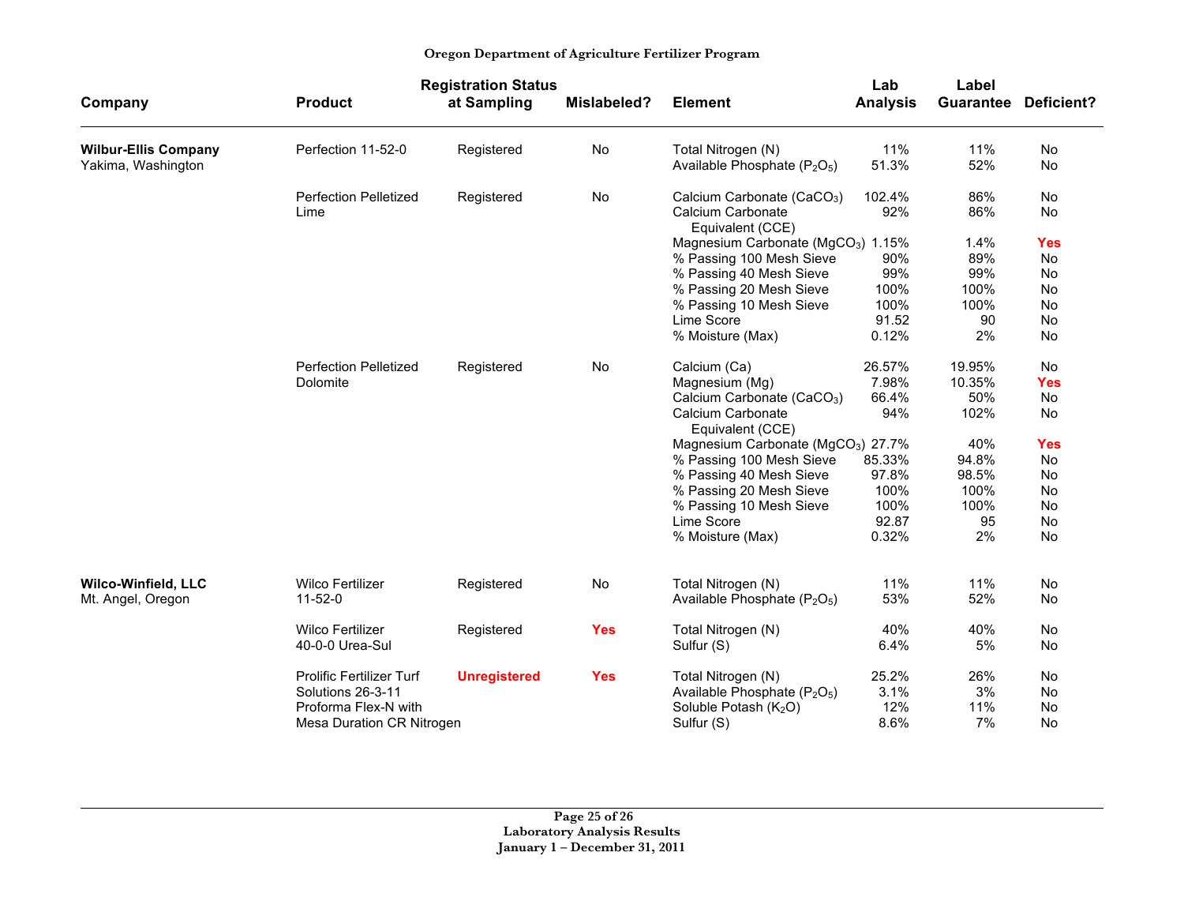**Oregon Department of Agriculture Fertilizer Program**

| Company | Product | Registration Status at Sampling | Mislabeled? | Element | Lab Analysis | Label Guarantee | Deficient? |
|---|---|---|---|---|---|---|---|
| **Wilbur-Ellis Company** Yakima, Washington | Perfection 11-52-0 | Registered | No | Total Nitrogen (N) | 11% | 11% | No |
| | | | | Available Phosphate ($P_2O_5$) | 51.3% | 52% | No |
| | Perfection Pelletized Lime | Registered | No | Calcium Carbonate ($CaCO_3$) | 102.4% | 86% | No |
| | | | | Calcium Carbonate Equivalent (CCE) | 92% | 86% | No |
| | | | | Magnesium Carbonate ($MgCO_3$) | 1.15% | 1.4% | **Yes** |
| | | | | % Passing 100 Mesh Sieve | 90% | 89% | No |
| | | | | % Passing 40 Mesh Sieve | 99% | 99% | No |
| | | | | % Passing 20 Mesh Sieve | 100% | 100% | No |
| | | | | % Passing 10 Mesh Sieve | 100% | 100% | No |
| | | | | Lime Score | 91.52 | 90 | No |
| | | | | % Moisture (Max) | 0.12% | 2% | No |
| | Perfection Pelletized Dolomite | Registered | No | Calcium (Ca) | 26.57% | 19.95% | No |
| | | | | Magnesium (Mg) | 7.98% | 10.35% | **Yes** |
| | | | | Calcium Carbonate ($CaCO_3$) | 66.4% | 50% | No |
| | | | | Calcium Carbonate Equivalent (CCE) | 94% | 102% | No |
| | | | | Magnesium Carbonate ($MgCO_3$) | 27.7% | 40% | **Yes** |
| | | | | % Passing 100 Mesh Sieve | 85.33% | 94.8% | No |
| | | | | % Passing 40 Mesh Sieve | 97.8% | 98.5% | No |
| | | | | % Passing 20 Mesh Sieve | 100% | 100% | No |
| | | | | % Passing 10 Mesh Sieve | 100% | 100% | No |
| | | | | Lime Score | 92.87 | 95 | No |
| | | | | % Moisture (Max) | 0.32% | 2% | No |
| **Wilco-Winfield, LLC** Mt. Angel, Oregon | Wilco Fertilizer 11-52-0 | Registered | No | Total Nitrogen (N) | 11% | 11% | No |
| | | | | Available Phosphate ($P_2O_5$) | 53% | 52% | No |
| | Wilco Fertilizer 40-0-0 Urea-Sul | Registered | **Yes** | Total Nitrogen (N) | 40% | 40% | No |
| | | | | Sulfur (S) | 6.4% | 5% | No |
| | Prolific Fertilizer Turf Solutions 26-3-11 Proforma Flex-N with Mesa Duration CR Nitrogen | **Unregistered** | **Yes** | Total Nitrogen (N) | 25.2% | 26% | No |
| | | | | Available Phosphate ($P_2O_5$) | 3.1% | 3% | No |
| | | | | Soluble Potash ($K_2O$) | 12% | 11% | No |
| | | | | Sulfur (S) | 8.6% | 7% | No |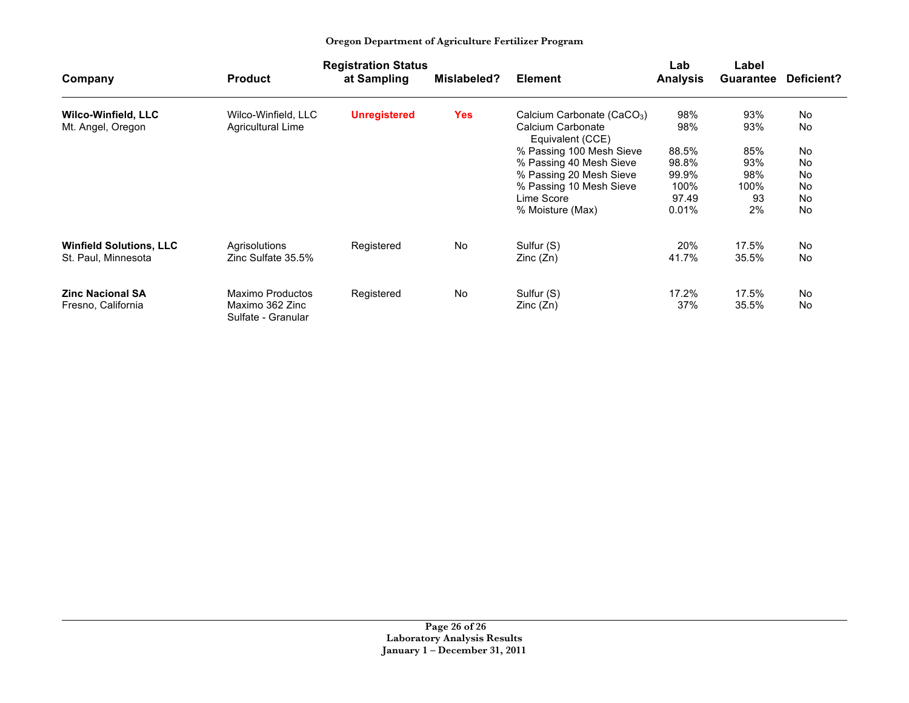| Company | Product | Registration Status at Sampling | Mislabeled? | Element | Lab Analysis | Label Guarantee | Deficient? |
|---|---|---|---|---|---|---|---|
| **Wilco-Winfield, LLC** Mt. Angel, Oregon | Wilco-Winfield, LLC Agricultural Lime | **Unregistered** | **Yes** | Calcium Carbonate ($CaCO_3$) | 98% | 93% | No |
| | | | | Calcium Carbonate Equivalent (CCE) | 98% | 93% | No |
| | | | | % Passing 100 Mesh Sieve | 88.5% | 85% | No |
| | | | | % Passing 40 Mesh Sieve | 98.8% | 93% | No |
| | | | | % Passing 20 Mesh Sieve | 99.9% | 98% | No |
| | | | | % Passing 10 Mesh Sieve | 100% | 100% | No |
| | | | | Lime Score | 97.49 | 93 | No |
| | | | | % Moisture (Max) | 0.01% | 2% | No |
| **Winfield Solutions, LLC** St. Paul, Minnesota | Agrisolutions Zinc Sulfate 35.5% | Registered | No | Sulfur (S) | 20% | 17.5% | No |
| | | | | Zinc (Zn) | 41.7% | 35.5% | No |
| **Zinc Nacional SA** Fresno, California | Maximo Productos Maximo 362 Zinc Sulfate - Granular | Registered | No | Sulfur (S) | 17.2% | 17.5% | No |
| | | | | Zinc (Zn) | 37% | 35.5% | No |